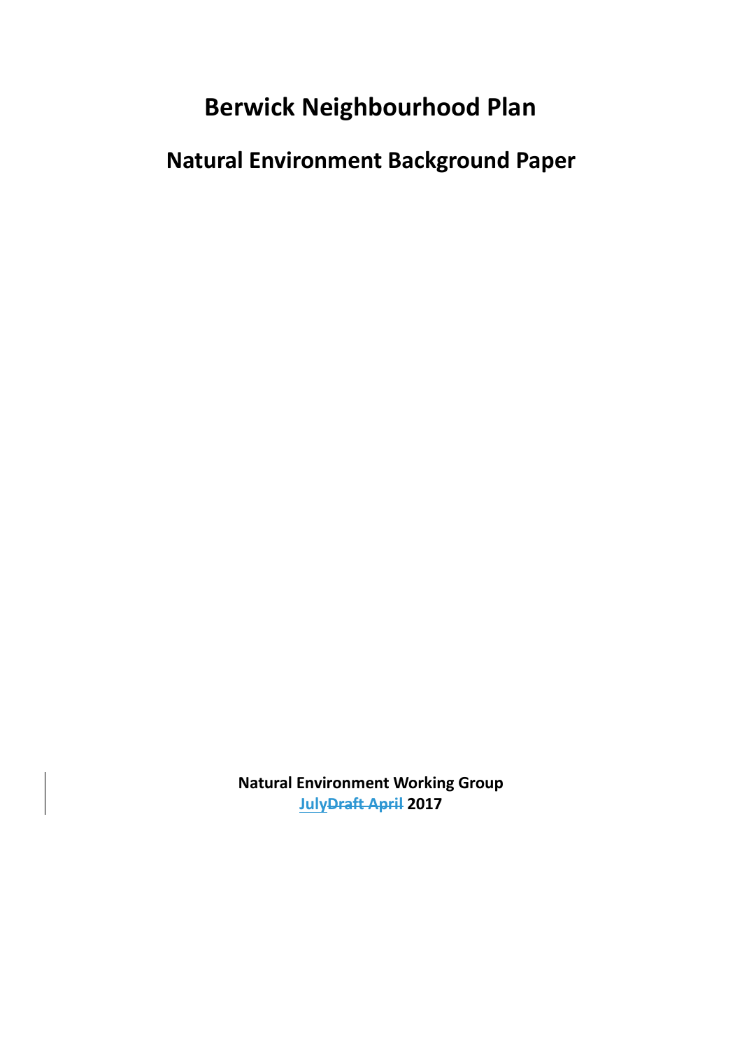# Berwick Neighbourhood Plan

## Natural Environment Background Paper

**Natural Environment Working Group**
**July 2017**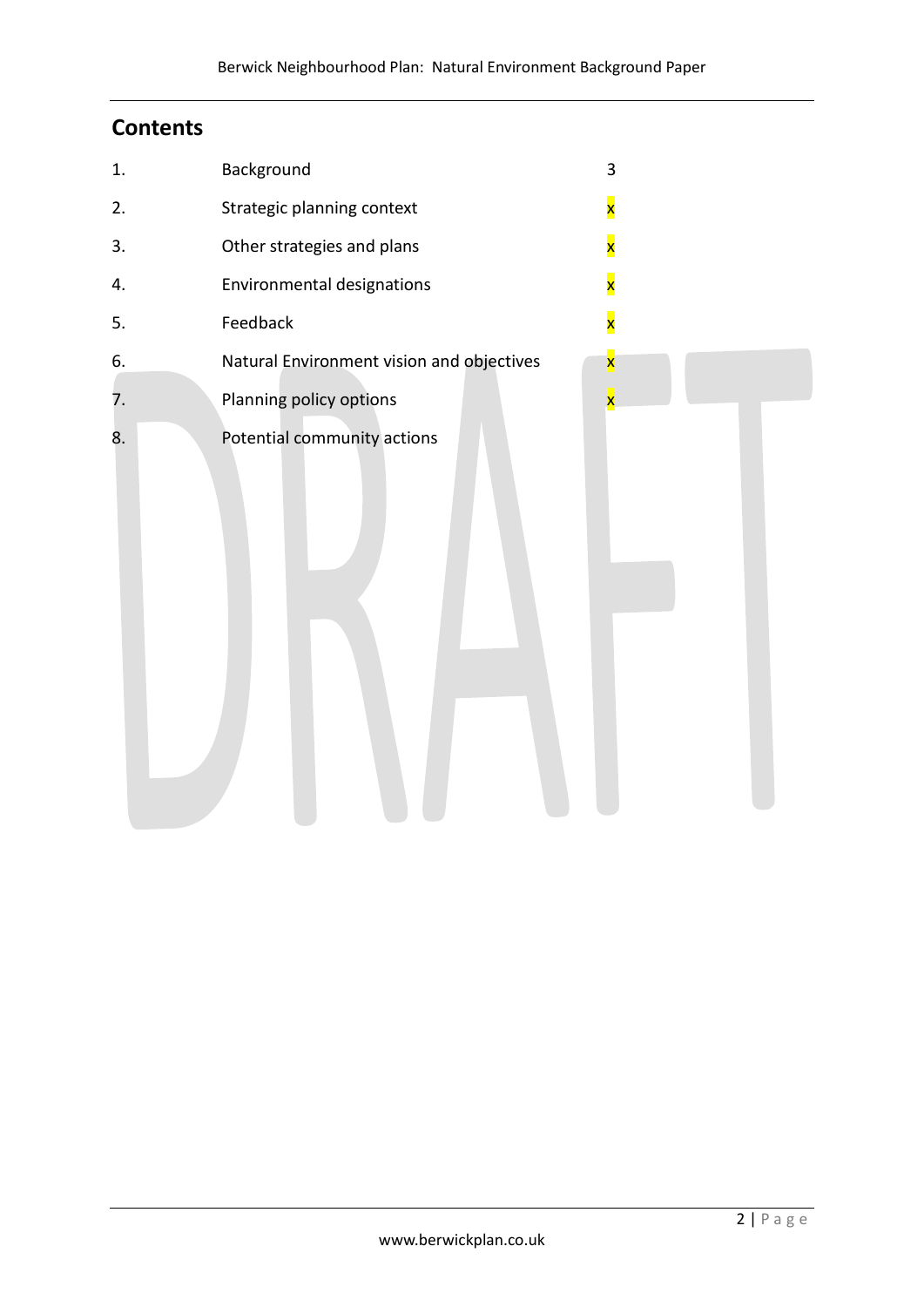## Contents

| | | |
|---|---|---|
| 1. | Background | 3 |
| 2. | Strategic planning context | x |
| 3. | Other strategies and plans | x |
| 4. | Environmental designations | x |
| 5. | Feedback | x |
| 6. | Natural Environment vision and objectives | x |
| 7. | Planning policy options | x |
| 8. | Potential community actions | |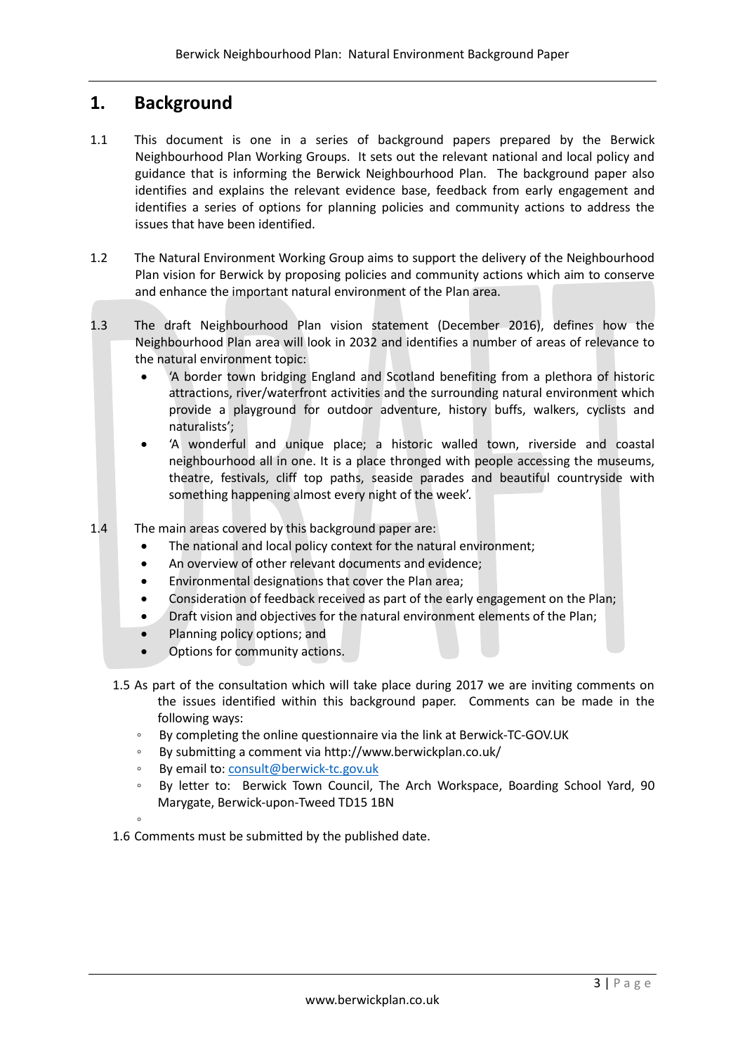## 1. Background

1.1 This document is one in a series of background papers prepared by the Berwick Neighbourhood Plan Working Groups. It sets out the relevant national and local policy and guidance that is informing the Berwick Neighbourhood Plan. The background paper also identifies and explains the relevant evidence base, feedback from early engagement and identifies a series of options for planning policies and community actions to address the issues that have been identified.

1.2 The Natural Environment Working Group aims to support the delivery of the Neighbourhood Plan vision for Berwick by proposing policies and community actions which aim to conserve and enhance the important natural environment of the Plan area.

1.3 The draft Neighbourhood Plan vision statement (December 2016), defines how the Neighbourhood Plan area will look in 2032 and identifies a number of areas of relevance to the natural environment topic:

- 'A border town bridging England and Scotland benefiting from a plethora of historic attractions, river/waterfront activities and the surrounding natural environment which provide a playground for outdoor adventure, history buffs, walkers, cyclists and naturalists';
- 'A wonderful and unique place; a historic walled town, riverside and coastal neighbourhood all in one. It is a place thronged with people accessing the museums, theatre, festivals, cliff top paths, seaside parades and beautiful countryside with something happening almost every night of the week'.

1.4 The main areas covered by this background paper are:

- The national and local policy context for the natural environment;
- An overview of other relevant documents and evidence;
- Environmental designations that cover the Plan area;
- Consideration of feedback received as part of the early engagement on the Plan;
- Draft vision and objectives for the natural environment elements of the Plan;
- Planning policy options; and
- Options for community actions.

1.5 As part of the consultation which will take place during 2017 we are inviting comments on the issues identified within this background paper. Comments can be made in the following ways:

- By completing the online questionnaire via the link at Berwick-TC-GOV.UK
- By submitting a comment via http://www.berwickplan.co.uk/
- By email to: consult@berwick-tc.gov.uk
- By letter to: Berwick Town Council, The Arch Workspace, Boarding School Yard, 90 Marygate, Berwick-upon-Tweed TD15 1BN

1.6 Comments must be submitted by the published date.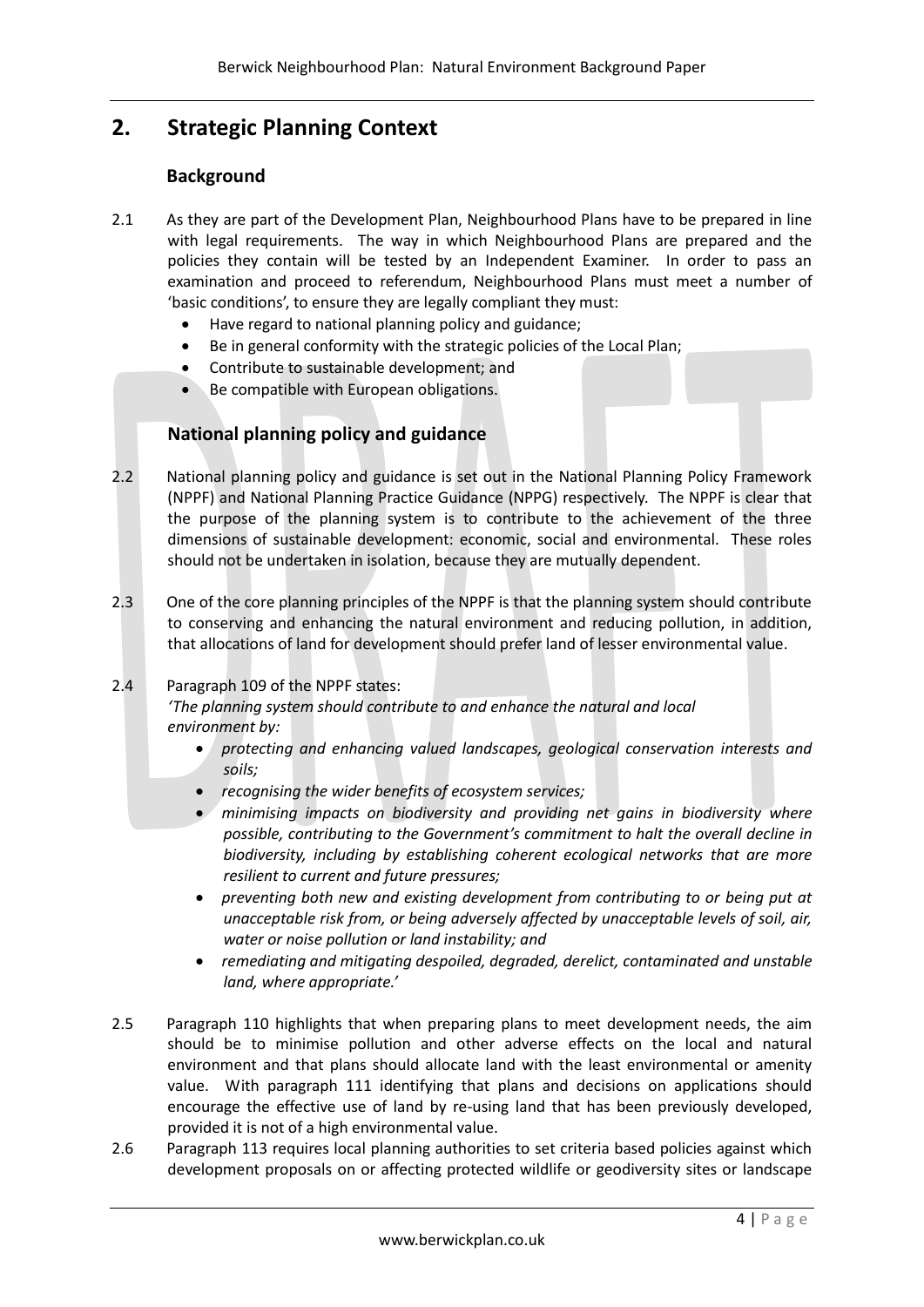## 2. Strategic Planning Context

### Background

2.1 As they are part of the Development Plan, Neighbourhood Plans have to be prepared in line with legal requirements. The way in which Neighbourhood Plans are prepared and the policies they contain will be tested by an Independent Examiner. In order to pass an examination and proceed to referendum, Neighbourhood Plans must meet a number of 'basic conditions', to ensure they are legally compliant they must:

- Have regard to national planning policy and guidance;
- Be in general conformity with the strategic policies of the Local Plan;
- Contribute to sustainable development; and
- Be compatible with European obligations.

### National planning policy and guidance

2.2 National planning policy and guidance is set out in the National Planning Policy Framework (NPPF) and National Planning Practice Guidance (NPPG) respectively. The NPPF is clear that the purpose of the planning system is to contribute to the achievement of the three dimensions of sustainable development: economic, social and environmental. These roles should not be undertaken in isolation, because they are mutually dependent.

2.3 One of the core planning principles of the NPPF is that the planning system should contribute to conserving and enhancing the natural environment and reducing pollution, in addition, that allocations of land for development should prefer land of lesser environmental value.

2.4 Paragraph 109 of the NPPF states:
*'The planning system should contribute to and enhance the natural and local environment by:*

- *protecting and enhancing valued landscapes, geological conservation interests and soils;*
- *recognising the wider benefits of ecosystem services;*
- *minimising impacts on biodiversity and providing net gains in biodiversity where possible, contributing to the Government's commitment to halt the overall decline in biodiversity, including by establishing coherent ecological networks that are more resilient to current and future pressures;*
- *preventing both new and existing development from contributing to or being put at unacceptable risk from, or being adversely affected by unacceptable levels of soil, air, water or noise pollution or land instability; and*
- *remediating and mitigating despoiled, degraded, derelict, contaminated and unstable land, where appropriate.'*

2.5 Paragraph 110 highlights that when preparing plans to meet development needs, the aim should be to minimise pollution and other adverse effects on the local and natural environment and that plans should allocate land with the least environmental or amenity value. With paragraph 111 identifying that plans and decisions on applications should encourage the effective use of land by re-using land that has been previously developed, provided it is not of a high environmental value.

2.6 Paragraph 113 requires local planning authorities to set criteria based policies against which development proposals on or affecting protected wildlife or geodiversity sites or landscape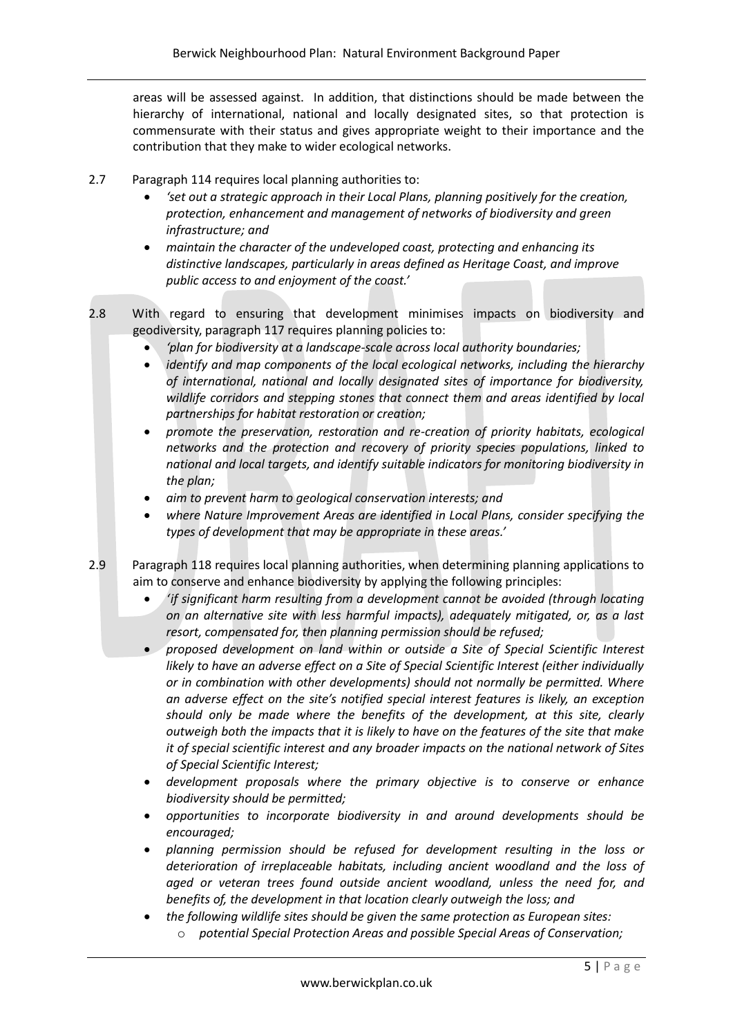areas will be assessed against. In addition, that distinctions should be made between the hierarchy of international, national and locally designated sites, so that protection is commensurate with their status and gives appropriate weight to their importance and the contribution that they make to wider ecological networks.

2.7 Paragraph 114 requires local planning authorities to:

- *'set out a strategic approach in their Local Plans, planning positively for the creation, protection, enhancement and management of networks of biodiversity and green infrastructure; and*
- *maintain the character of the undeveloped coast, protecting and enhancing its distinctive landscapes, particularly in areas defined as Heritage Coast, and improve public access to and enjoyment of the coast.'*

2.8 With regard to ensuring that development minimises impacts on biodiversity and geodiversity, paragraph 117 requires planning policies to:

- *'plan for biodiversity at a landscape-scale across local authority boundaries;*
- *identify and map components of the local ecological networks, including the hierarchy of international, national and locally designated sites of importance for biodiversity, wildlife corridors and stepping stones that connect them and areas identified by local partnerships for habitat restoration or creation;*
- *promote the preservation, restoration and re-creation of priority habitats, ecological networks and the protection and recovery of priority species populations, linked to national and local targets, and identify suitable indicators for monitoring biodiversity in the plan;*
- *aim to prevent harm to geological conservation interests; and*
- *where Nature Improvement Areas are identified in Local Plans, consider specifying the types of development that may be appropriate in these areas.'*

2.9 Paragraph 118 requires local planning authorities, when determining planning applications to aim to conserve and enhance biodiversity by applying the following principles:

- *'if significant harm resulting from a development cannot be avoided (through locating on an alternative site with less harmful impacts), adequately mitigated, or, as a last resort, compensated for, then planning permission should be refused;*
- *proposed development on land within or outside a Site of Special Scientific Interest likely to have an adverse effect on a Site of Special Scientific Interest (either individually or in combination with other developments) should not normally be permitted. Where an adverse effect on the site's notified special interest features is likely, an exception should only be made where the benefits of the development, at this site, clearly outweigh both the impacts that it is likely to have on the features of the site that make it of special scientific interest and any broader impacts on the national network of Sites of Special Scientific Interest;*
- *development proposals where the primary objective is to conserve or enhance biodiversity should be permitted;*
- *opportunities to incorporate biodiversity in and around developments should be encouraged;*
- *planning permission should be refused for development resulting in the loss or deterioration of irreplaceable habitats, including ancient woodland and the loss of aged or veteran trees found outside ancient woodland, unless the need for, and benefits of, the development in that location clearly outweigh the loss; and*
- *the following wildlife sites should be given the same protection as European sites:*
    - *potential Special Protection Areas and possible Special Areas of Conservation;*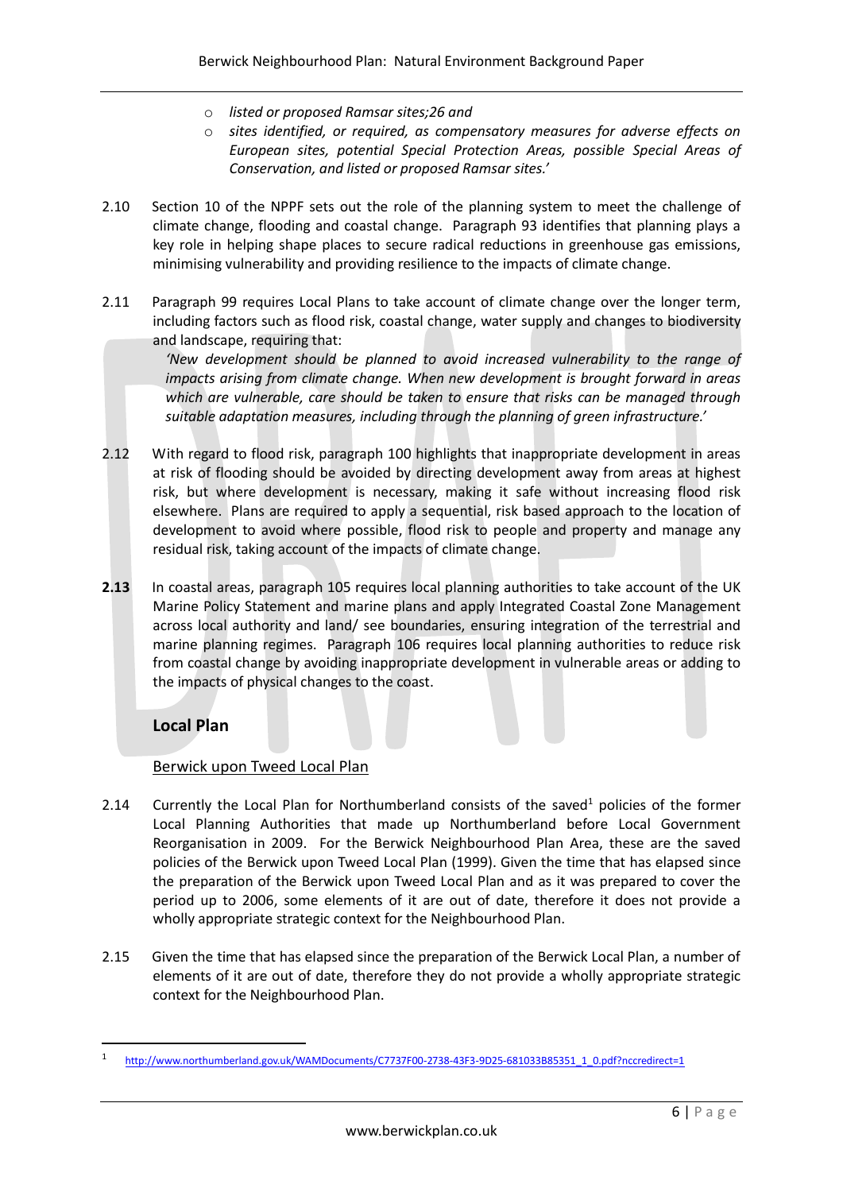- *listed or proposed Ramsar sites;26 and*
- *sites identified, or required, as compensatory measures for adverse effects on European sites, potential Special Protection Areas, possible Special Areas of Conservation, and listed or proposed Ramsar sites.'*

2.10 Section 10 of the NPPF sets out the role of the planning system to meet the challenge of climate change, flooding and coastal change. Paragraph 93 identifies that planning plays a key role in helping shape places to secure radical reductions in greenhouse gas emissions, minimising vulnerability and providing resilience to the impacts of climate change.

2.11 Paragraph 99 requires Local Plans to take account of climate change over the longer term, including factors such as flood risk, coastal change, water supply and changes to biodiversity and landscape, requiring that:

*'New development should be planned to avoid increased vulnerability to the range of impacts arising from climate change. When new development is brought forward in areas which are vulnerable, care should be taken to ensure that risks can be managed through suitable adaptation measures, including through the planning of green infrastructure.'*

2.12 With regard to flood risk, paragraph 100 highlights that inappropriate development in areas at risk of flooding should be avoided by directing development away from areas at highest risk, but where development is necessary, making it safe without increasing flood risk elsewhere. Plans are required to apply a sequential, risk based approach to the location of development to avoid where possible, flood risk to people and property and manage any residual risk, taking account of the impacts of climate change.

**2.13** In coastal areas, paragraph 105 requires local planning authorities to take account of the UK Marine Policy Statement and marine plans and apply Integrated Coastal Zone Management across local authority and land/ see boundaries, ensuring integration of the terrestrial and marine planning regimes. Paragraph 106 requires local planning authorities to reduce risk from coastal change by avoiding inappropriate development in vulnerable areas or adding to the impacts of physical changes to the coast.

### Local Plan

Berwick upon Tweed Local Plan

2.14 Currently the Local Plan for Northumberland consists of the saved[1] policies of the former Local Planning Authorities that made up Northumberland before Local Government Reorganisation in 2009. For the Berwick Neighbourhood Plan Area, these are the saved policies of the Berwick upon Tweed Local Plan (1999). Given the time that has elapsed since the preparation of the Berwick upon Tweed Local Plan and as it was prepared to cover the period up to 2006, some elements of it are out of date, therefore it does not provide a wholly appropriate strategic context for the Neighbourhood Plan.

2.15 Given the time that has elapsed since the preparation of the Berwick Local Plan, a number of elements of it are out of date, therefore they do not provide a wholly appropriate strategic context for the Neighbourhood Plan.

---

[1] http://www.northumberland.gov.uk/WAMDocuments/C7737F00-2738-43F3-9D25-681033B85351_1_0.pdf?nccredirect=1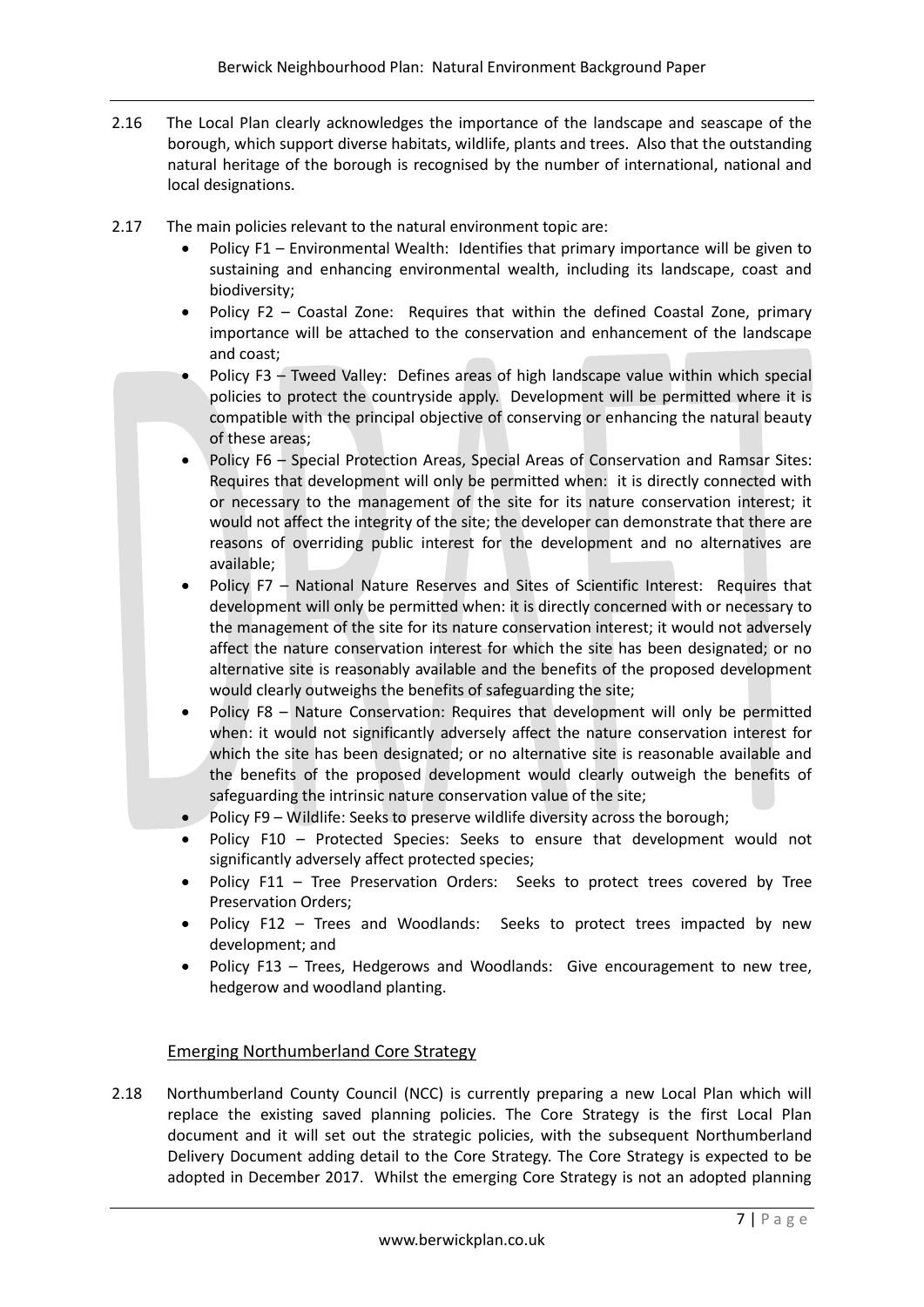2.16 The Local Plan clearly acknowledges the importance of the landscape and seascape of the borough, which support diverse habitats, wildlife, plants and trees. Also that the outstanding natural heritage of the borough is recognised by the number of international, national and local designations.

2.17 The main policies relevant to the natural environment topic are:

- Policy F1 – Environmental Wealth: Identifies that primary importance will be given to sustaining and enhancing environmental wealth, including its landscape, coast and biodiversity;
- Policy F2 – Coastal Zone: Requires that within the defined Coastal Zone, primary importance will be attached to the conservation and enhancement of the landscape and coast;
- Policy F3 – Tweed Valley: Defines areas of high landscape value within which special policies to protect the countryside apply. Development will be permitted where it is compatible with the principal objective of conserving or enhancing the natural beauty of these areas;
- Policy F6 – Special Protection Areas, Special Areas of Conservation and Ramsar Sites: Requires that development will only be permitted when: it is directly connected with or necessary to the management of the site for its nature conservation interest; it would not affect the integrity of the site; the developer can demonstrate that there are reasons of overriding public interest for the development and no alternatives are available;
- Policy F7 – National Nature Reserves and Sites of Scientific Interest: Requires that development will only be permitted when: it is directly concerned with or necessary to the management of the site for its nature conservation interest; it would not adversely affect the nature conservation interest for which the site has been designated; or no alternative site is reasonably available and the benefits of the proposed development would clearly outweighs the benefits of safeguarding the site;
- Policy F8 – Nature Conservation: Requires that development will only be permitted when: it would not significantly adversely affect the nature conservation interest for which the site has been designated; or no alternative site is reasonable available and the benefits of the proposed development would clearly outweigh the benefits of safeguarding the intrinsic nature conservation value of the site;
- Policy F9 – Wildlife: Seeks to preserve wildlife diversity across the borough;
- Policy F10 – Protected Species: Seeks to ensure that development would not significantly adversely affect protected species;
- Policy F11 – Tree Preservation Orders: Seeks to protect trees covered by Tree Preservation Orders;
- Policy F12 – Trees and Woodlands: Seeks to protect trees impacted by new development; and
- Policy F13 – Trees, Hedgerows and Woodlands: Give encouragement to new tree, hedgerow and woodland planting.

## Emerging Northumberland Core Strategy

2.18 Northumberland County Council (NCC) is currently preparing a new Local Plan which will replace the existing saved planning policies. The Core Strategy is the first Local Plan document and it will set out the strategic policies, with the subsequent Northumberland Delivery Document adding detail to the Core Strategy. The Core Strategy is expected to be adopted in December 2017. Whilst the emerging Core Strategy is not an adopted planning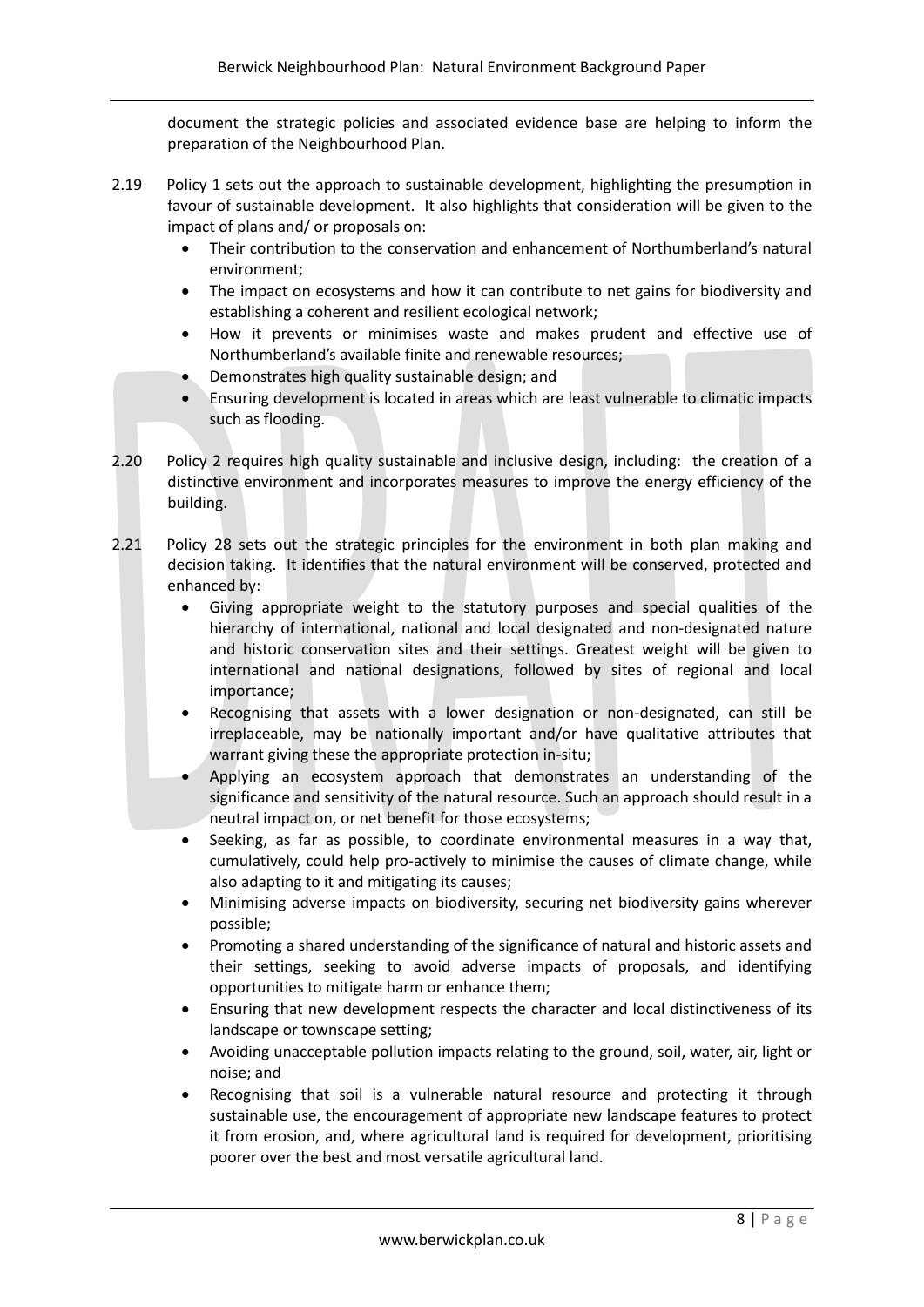document the strategic policies and associated evidence base are helping to inform the preparation of the Neighbourhood Plan.

2.19 Policy 1 sets out the approach to sustainable development, highlighting the presumption in favour of sustainable development. It also highlights that consideration will be given to the impact of plans and/ or proposals on:

- Their contribution to the conservation and enhancement of Northumberland's natural environment;
- The impact on ecosystems and how it can contribute to net gains for biodiversity and establishing a coherent and resilient ecological network;
- How it prevents or minimises waste and makes prudent and effective use of Northumberland's available finite and renewable resources;
- Demonstrates high quality sustainable design; and
- Ensuring development is located in areas which are least vulnerable to climatic impacts such as flooding.

2.20 Policy 2 requires high quality sustainable and inclusive design, including: the creation of a distinctive environment and incorporates measures to improve the energy efficiency of the building.

2.21 Policy 28 sets out the strategic principles for the environment in both plan making and decision taking. It identifies that the natural environment will be conserved, protected and enhanced by:

- Giving appropriate weight to the statutory purposes and special qualities of the hierarchy of international, national and local designated and non-designated nature and historic conservation sites and their settings. Greatest weight will be given to international and national designations, followed by sites of regional and local importance;
- Recognising that assets with a lower designation or non-designated, can still be irreplaceable, may be nationally important and/or have qualitative attributes that warrant giving these the appropriate protection in-situ;
- Applying an ecosystem approach that demonstrates an understanding of the significance and sensitivity of the natural resource. Such an approach should result in a neutral impact on, or net benefit for those ecosystems;
- Seeking, as far as possible, to coordinate environmental measures in a way that, cumulatively, could help pro-actively to minimise the causes of climate change, while also adapting to it and mitigating its causes;
- Minimising adverse impacts on biodiversity, securing net biodiversity gains wherever possible;
- Promoting a shared understanding of the significance of natural and historic assets and their settings, seeking to avoid adverse impacts of proposals, and identifying opportunities to mitigate harm or enhance them;
- Ensuring that new development respects the character and local distinctiveness of its landscape or townscape setting;
- Avoiding unacceptable pollution impacts relating to the ground, soil, water, air, light or noise; and
- Recognising that soil is a vulnerable natural resource and protecting it through sustainable use, the encouragement of appropriate new landscape features to protect it from erosion, and, where agricultural land is required for development, prioritising poorer over the best and most versatile agricultural land.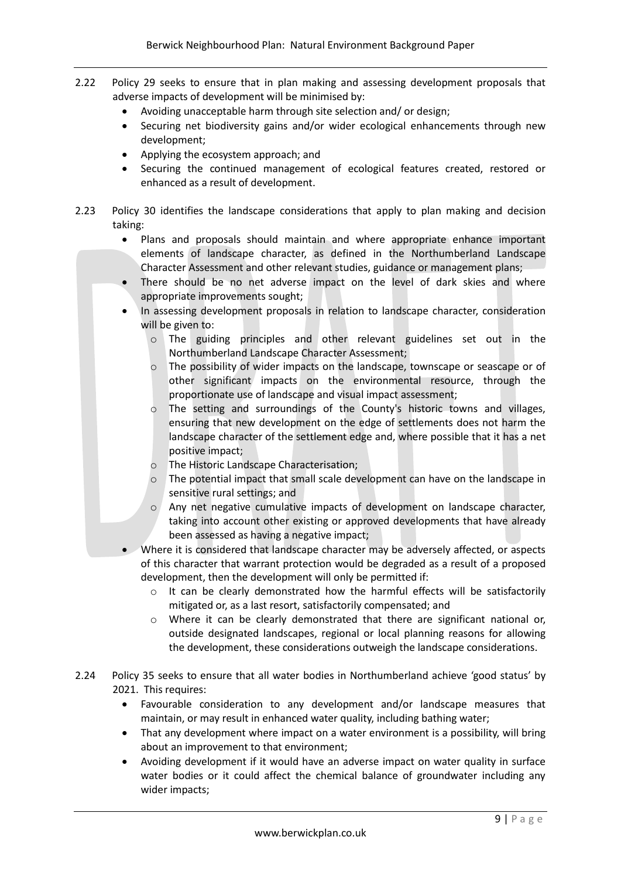2.22 Policy 29 seeks to ensure that in plan making and assessing development proposals that adverse impacts of development will be minimised by:

- Avoiding unacceptable harm through site selection and/ or design;
- Securing net biodiversity gains and/or wider ecological enhancements through new development;
- Applying the ecosystem approach; and
- Securing the continued management of ecological features created, restored or enhanced as a result of development.

2.23 Policy 30 identifies the landscape considerations that apply to plan making and decision taking:

- Plans and proposals should maintain and where appropriate enhance important elements of landscape character, as defined in the Northumberland Landscape Character Assessment and other relevant studies, guidance or management plans;
- There should be no net adverse impact on the level of dark skies and where appropriate improvements sought;
- In assessing development proposals in relation to landscape character, consideration will be given to:
    - The guiding principles and other relevant guidelines set out in the Northumberland Landscape Character Assessment;
    - The possibility of wider impacts on the landscape, townscape or seascape or of other significant impacts on the environmental resource, through the proportionate use of landscape and visual impact assessment;
    - The setting and surroundings of the County's historic towns and villages, ensuring that new development on the edge of settlements does not harm the landscape character of the settlement edge and, where possible that it has a net positive impact;
    - The Historic Landscape Characterisation;
    - The potential impact that small scale development can have on the landscape in sensitive rural settings; and
    - Any net negative cumulative impacts of development on landscape character, taking into account other existing or approved developments that have already been assessed as having a negative impact;
- Where it is considered that landscape character may be adversely affected, or aspects of this character that warrant protection would be degraded as a result of a proposed development, then the development will only be permitted if:
    - It can be clearly demonstrated how the harmful effects will be satisfactorily mitigated or, as a last resort, satisfactorily compensated; and
    - Where it can be clearly demonstrated that there are significant national or, outside designated landscapes, regional or local planning reasons for allowing the development, these considerations outweigh the landscape considerations.

2.24 Policy 35 seeks to ensure that all water bodies in Northumberland achieve 'good status' by 2021. This requires:

- Favourable consideration to any development and/or landscape measures that maintain, or may result in enhanced water quality, including bathing water;
- That any development where impact on a water environment is a possibility, will bring about an improvement to that environment;
- Avoiding development if it would have an adverse impact on water quality in surface water bodies or it could affect the chemical balance of groundwater including any wider impacts;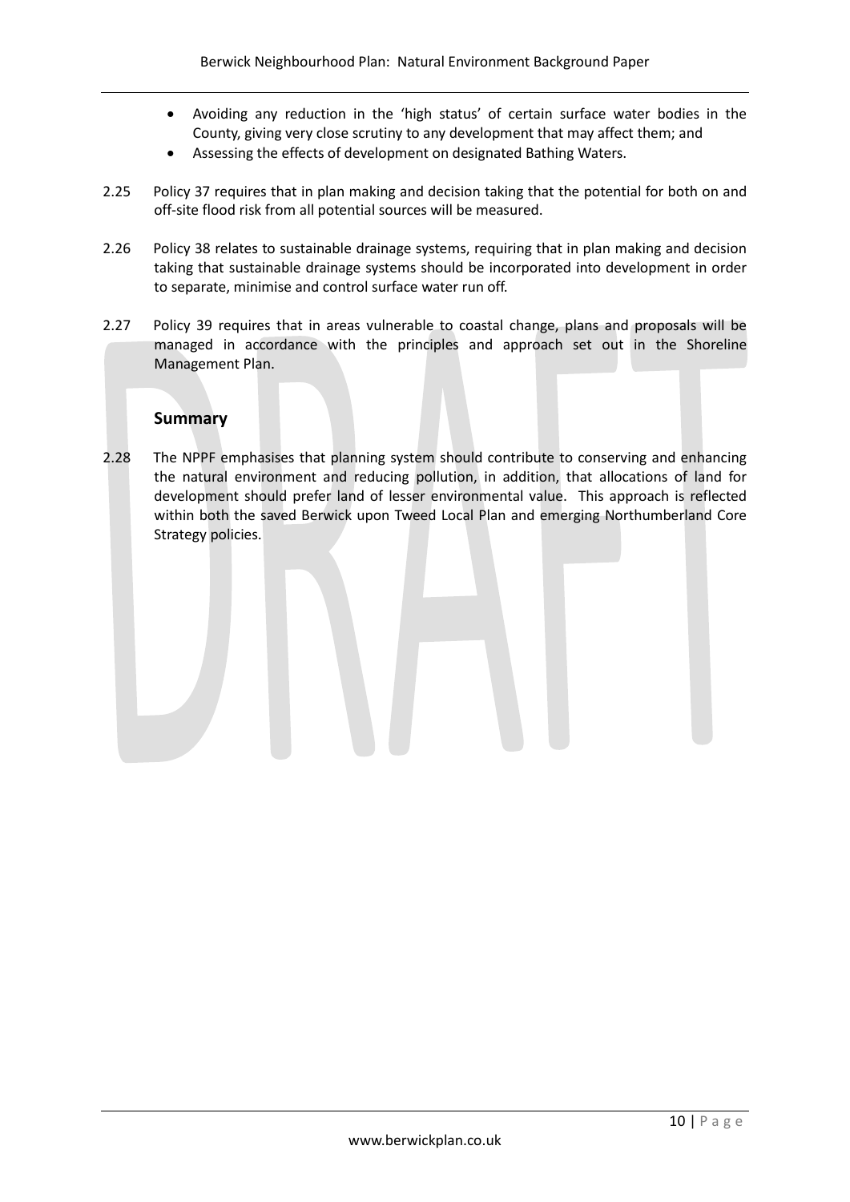- Avoiding any reduction in the 'high status' of certain surface water bodies in the County, giving very close scrutiny to any development that may affect them; and
- Assessing the effects of development on designated Bathing Waters.

2.25 Policy 37 requires that in plan making and decision taking that the potential for both on and off-site flood risk from all potential sources will be measured.

2.26 Policy 38 relates to sustainable drainage systems, requiring that in plan making and decision taking that sustainable drainage systems should be incorporated into development in order to separate, minimise and control surface water run off.

2.27 Policy 39 requires that in areas vulnerable to coastal change, plans and proposals will be managed in accordance with the principles and approach set out in the Shoreline Management Plan.

### Summary

2.28 The NPPF emphasises that planning system should contribute to conserving and enhancing the natural environment and reducing pollution, in addition, that allocations of land for development should prefer land of lesser environmental value. This approach is reflected within both the saved Berwick upon Tweed Local Plan and emerging Northumberland Core Strategy policies.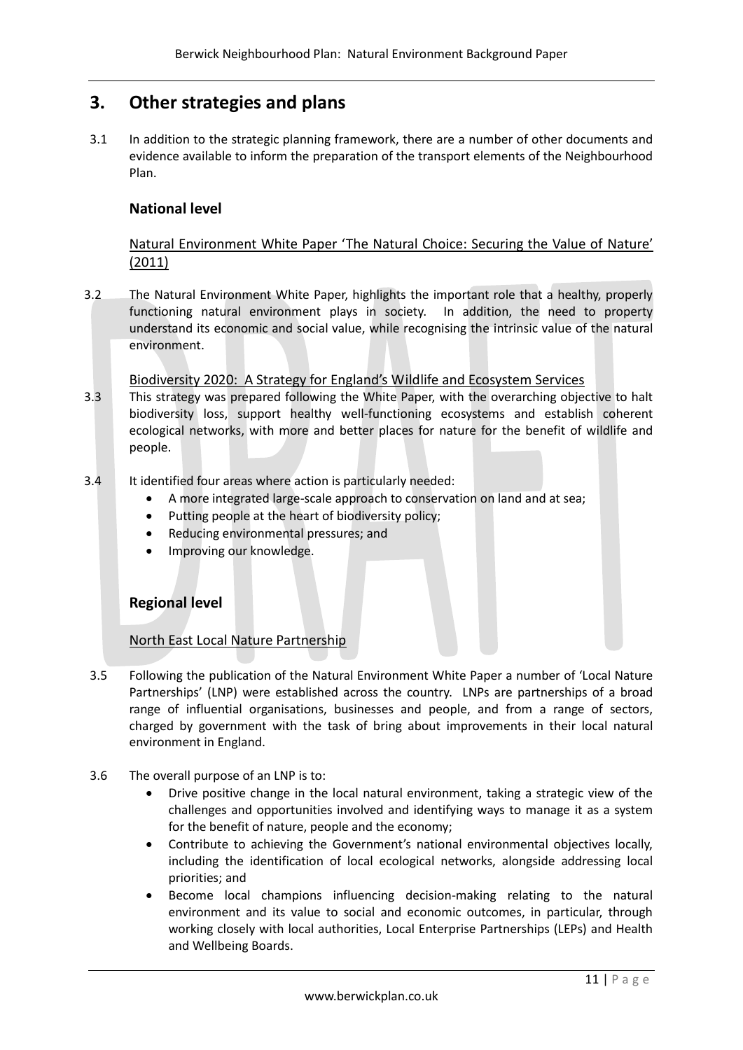## 3. Other strategies and plans

3.1 In addition to the strategic planning framework, there are a number of other documents and evidence available to inform the preparation of the transport elements of the Neighbourhood Plan.

### National level

Natural Environment White Paper 'The Natural Choice: Securing the Value of Nature' (2011)

3.2 The Natural Environment White Paper, highlights the important role that a healthy, properly functioning natural environment plays in society. In addition, the need to property understand its economic and social value, while recognising the intrinsic value of the natural environment.

Biodiversity 2020: A Strategy for England's Wildlife and Ecosystem Services

3.3 This strategy was prepared following the White Paper, with the overarching objective to halt biodiversity loss, support healthy well-functioning ecosystems and establish coherent ecological networks, with more and better places for nature for the benefit of wildlife and people.

3.4 It identified four areas where action is particularly needed:

- A more integrated large-scale approach to conservation on land and at sea;
- Putting people at the heart of biodiversity policy;
- Reducing environmental pressures; and
- Improving our knowledge.

### Regional level

North East Local Nature Partnership

3.5 Following the publication of the Natural Environment White Paper a number of 'Local Nature Partnerships' (LNP) were established across the country. LNPs are partnerships of a broad range of influential organisations, businesses and people, and from a range of sectors, charged by government with the task of bring about improvements in their local natural environment in England.

3.6 The overall purpose of an LNP is to:

- Drive positive change in the local natural environment, taking a strategic view of the challenges and opportunities involved and identifying ways to manage it as a system for the benefit of nature, people and the economy;
- Contribute to achieving the Government's national environmental objectives locally, including the identification of local ecological networks, alongside addressing local priorities; and
- Become local champions influencing decision-making relating to the natural environment and its value to social and economic outcomes, in particular, through working closely with local authorities, Local Enterprise Partnerships (LEPs) and Health and Wellbeing Boards.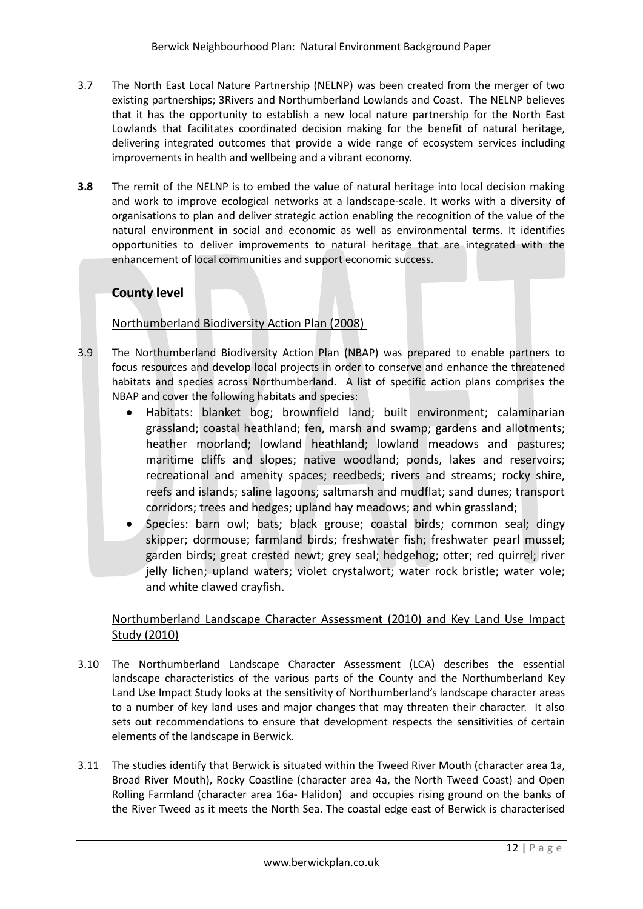3.7 The North East Local Nature Partnership (NELNP) was been created from the merger of two existing partnerships; 3Rivers and Northumberland Lowlands and Coast. The NELNP believes that it has the opportunity to establish a new local nature partnership for the North East Lowlands that facilitates coordinated decision making for the benefit of natural heritage, delivering integrated outcomes that provide a wide range of ecosystem services including improvements in health and wellbeing and a vibrant economy.

**3.8** The remit of the NELNP is to embed the value of natural heritage into local decision making and work to improve ecological networks at a landscape-scale. It works with a diversity of organisations to plan and deliver strategic action enabling the recognition of the value of the natural environment in social and economic as well as environmental terms. It identifies opportunities to deliver improvements to natural heritage that are integrated with the enhancement of local communities and support economic success.

## County level

Northumberland Biodiversity Action Plan (2008)

3.9 The Northumberland Biodiversity Action Plan (NBAP) was prepared to enable partners to focus resources and develop local projects in order to conserve and enhance the threatened habitats and species across Northumberland. A list of specific action plans comprises the NBAP and cover the following habitats and species:

- Habitats: blanket bog; brownfield land; built environment; calaminarian grassland; coastal heathland; fen, marsh and swamp; gardens and allotments; heather moorland; lowland heathland; lowland meadows and pastures; maritime cliffs and slopes; native woodland; ponds, lakes and reservoirs; recreational and amenity spaces; reedbeds; rivers and streams; rocky shire, reefs and islands; saline lagoons; saltmarsh and mudflat; sand dunes; transport corridors; trees and hedges; upland hay meadows; and whin grassland;
- Species: barn owl; bats; black grouse; coastal birds; common seal; dingy skipper; dormouse; farmland birds; freshwater fish; freshwater pearl mussel; garden birds; great crested newt; grey seal; hedgehog; otter; red quirrel; river jelly lichen; upland waters; violet crystalwort; water rock bristle; water vole; and white clawed crayfish.

Northumberland Landscape Character Assessment (2010) and Key Land Use Impact Study (2010)

3.10 The Northumberland Landscape Character Assessment (LCA) describes the essential landscape characteristics of the various parts of the County and the Northumberland Key Land Use Impact Study looks at the sensitivity of Northumberland's landscape character areas to a number of key land uses and major changes that may threaten their character. It also sets out recommendations to ensure that development respects the sensitivities of certain elements of the landscape in Berwick.

3.11 The studies identify that Berwick is situated within the Tweed River Mouth (character area 1a, Broad River Mouth), Rocky Coastline (character area 4a, the North Tweed Coast) and Open Rolling Farmland (character area 16a- Halidon) and occupies rising ground on the banks of the River Tweed as it meets the North Sea. The coastal edge east of Berwick is characterised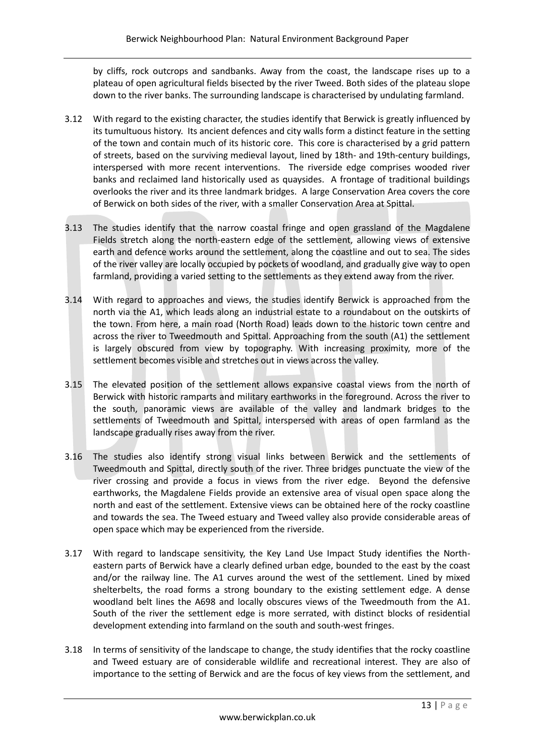by cliffs, rock outcrops and sandbanks. Away from the coast, the landscape rises up to a plateau of open agricultural fields bisected by the river Tweed. Both sides of the plateau slope down to the river banks. The surrounding landscape is characterised by undulating farmland.

3.12 With regard to the existing character, the studies identify that Berwick is greatly influenced by its tumultuous history. Its ancient defences and city walls form a distinct feature in the setting of the town and contain much of its historic core. This core is characterised by a grid pattern of streets, based on the surviving medieval layout, lined by 18th- and 19th-century buildings, interspersed with more recent interventions. The riverside edge comprises wooded river banks and reclaimed land historically used as quaysides. A frontage of traditional buildings overlooks the river and its three landmark bridges. A large Conservation Area covers the core of Berwick on both sides of the river, with a smaller Conservation Area at Spittal.

3.13 The studies identify that the narrow coastal fringe and open grassland of the Magdalene Fields stretch along the north-eastern edge of the settlement, allowing views of extensive earth and defence works around the settlement, along the coastline and out to sea. The sides of the river valley are locally occupied by pockets of woodland, and gradually give way to open farmland, providing a varied setting to the settlements as they extend away from the river.

3.14 With regard to approaches and views, the studies identify Berwick is approached from the north via the A1, which leads along an industrial estate to a roundabout on the outskirts of the town. From here, a main road (North Road) leads down to the historic town centre and across the river to Tweedmouth and Spittal. Approaching from the south (A1) the settlement is largely obscured from view by topography. With increasing proximity, more of the settlement becomes visible and stretches out in views across the valley.

3.15 The elevated position of the settlement allows expansive coastal views from the north of Berwick with historic ramparts and military earthworks in the foreground. Across the river to the south, panoramic views are available of the valley and landmark bridges to the settlements of Tweedmouth and Spittal, interspersed with areas of open farmland as the landscape gradually rises away from the river.

3.16 The studies also identify strong visual links between Berwick and the settlements of Tweedmouth and Spittal, directly south of the river. Three bridges punctuate the view of the river crossing and provide a focus in views from the river edge. Beyond the defensive earthworks, the Magdalene Fields provide an extensive area of visual open space along the north and east of the settlement. Extensive views can be obtained here of the rocky coastline and towards the sea. The Tweed estuary and Tweed valley also provide considerable areas of open space which may be experienced from the riverside.

3.17 With regard to landscape sensitivity, the Key Land Use Impact Study identifies the North-eastern parts of Berwick have a clearly defined urban edge, bounded to the east by the coast and/or the railway line. The A1 curves around the west of the settlement. Lined by mixed shelterbelts, the road forms a strong boundary to the existing settlement edge. A dense woodland belt lines the A698 and locally obscures views of the Tweedmouth from the A1. South of the river the settlement edge is more serrated, with distinct blocks of residential development extending into farmland on the south and south-west fringes.

3.18 In terms of sensitivity of the landscape to change, the study identifies that the rocky coastline and Tweed estuary are of considerable wildlife and recreational interest. They are also of importance to the setting of Berwick and are the focus of key views from the settlement, and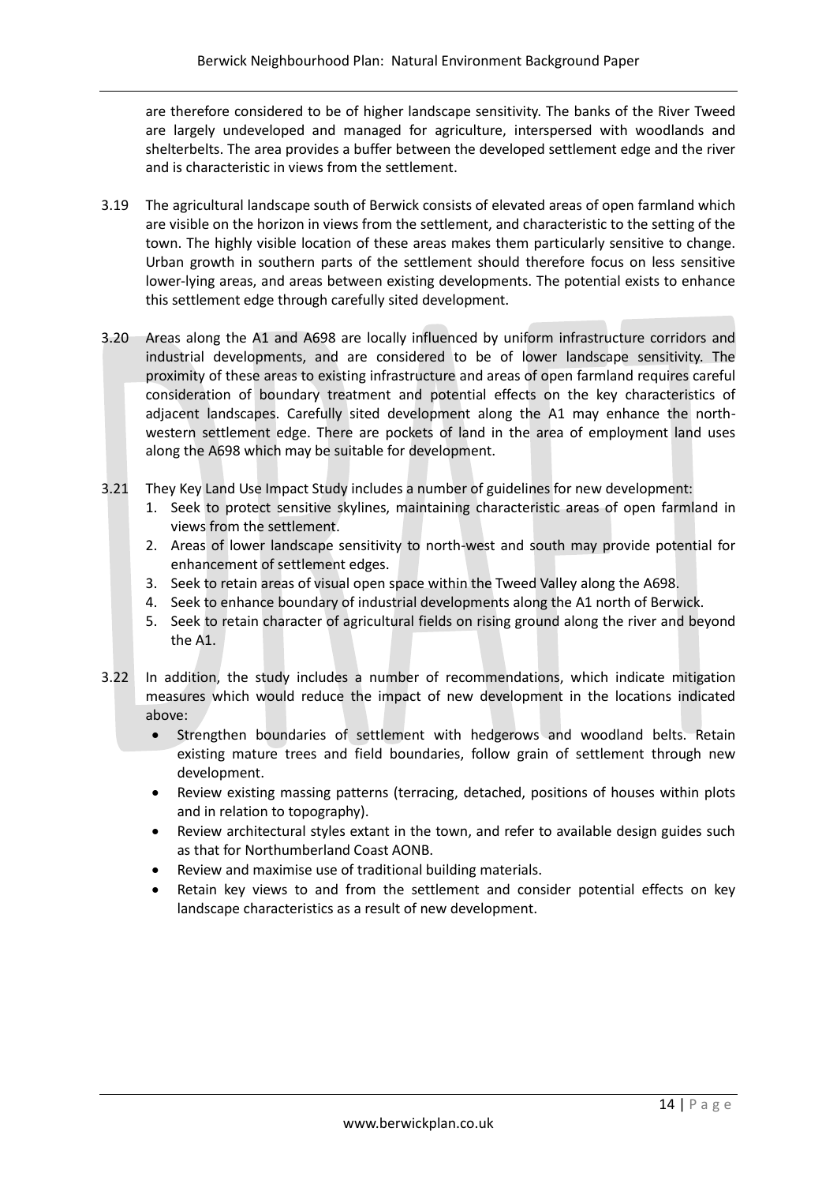are therefore considered to be of higher landscape sensitivity. The banks of the River Tweed are largely undeveloped and managed for agriculture, interspersed with woodlands and shelterbelts. The area provides a buffer between the developed settlement edge and the river and is characteristic in views from the settlement.

3.19 The agricultural landscape south of Berwick consists of elevated areas of open farmland which are visible on the horizon in views from the settlement, and characteristic to the setting of the town. The highly visible location of these areas makes them particularly sensitive to change. Urban growth in southern parts of the settlement should therefore focus on less sensitive lower-lying areas, and areas between existing developments. The potential exists to enhance this settlement edge through carefully sited development.

3.20 Areas along the A1 and A698 are locally influenced by uniform infrastructure corridors and industrial developments, and are considered to be of lower landscape sensitivity. The proximity of these areas to existing infrastructure and areas of open farmland requires careful consideration of boundary treatment and potential effects on the key characteristics of adjacent landscapes. Carefully sited development along the A1 may enhance the north-western settlement edge. There are pockets of land in the area of employment land uses along the A698 which may be suitable for development.

3.21 They Key Land Use Impact Study includes a number of guidelines for new development:

1. Seek to protect sensitive skylines, maintaining characteristic areas of open farmland in views from the settlement.
2. Areas of lower landscape sensitivity to north-west and south may provide potential for enhancement of settlement edges.
3. Seek to retain areas of visual open space within the Tweed Valley along the A698.
4. Seek to enhance boundary of industrial developments along the A1 north of Berwick.
5. Seek to retain character of agricultural fields on rising ground along the river and beyond the A1.

3.22 In addition, the study includes a number of recommendations, which indicate mitigation measures which would reduce the impact of new development in the locations indicated above:

- Strengthen boundaries of settlement with hedgerows and woodland belts. Retain existing mature trees and field boundaries, follow grain of settlement through new development.
- Review existing massing patterns (terracing, detached, positions of houses within plots and in relation to topography).
- Review architectural styles extant in the town, and refer to available design guides such as that for Northumberland Coast AONB.
- Review and maximise use of traditional building materials.
- Retain key views to and from the settlement and consider potential effects on key landscape characteristics as a result of new development.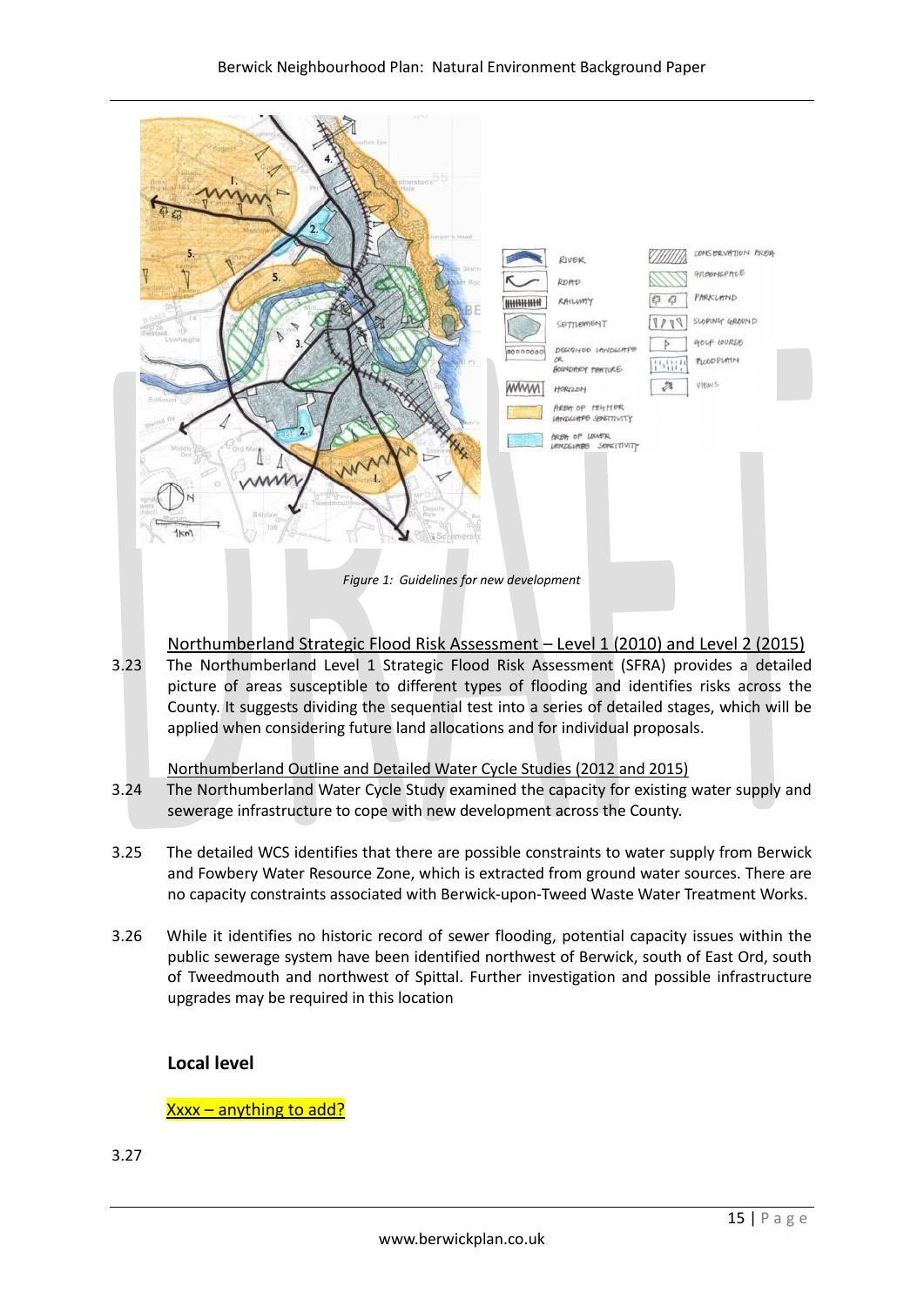*Figure 1: Guidelines for new development*

Northumberland Strategic Flood Risk Assessment – Level 1 (2010) and Level 2 (2015)

3.23 The Northumberland Level 1 Strategic Flood Risk Assessment (SFRA) provides a detailed picture of areas susceptible to different types of flooding and identifies risks across the County. It suggests dividing the sequential test into a series of detailed stages, which will be applied when considering future land allocations and for individual proposals.

Northumberland Outline and Detailed Water Cycle Studies (2012 and 2015)

3.24 The Northumberland Water Cycle Study examined the capacity for existing water supply and sewerage infrastructure to cope with new development across the County.

3.25 The detailed WCS identifies that there are possible constraints to water supply from Berwick and Fowbery Water Resource Zone, which is extracted from ground water sources. There are no capacity constraints associated with Berwick-upon-Tweed Waste Water Treatment Works.

3.26 While it identifies no historic record of sewer flooding, potential capacity issues within the public sewerage system have been identified northwest of Berwick, south of East Ord, south of Tweedmouth and northwest of Spittal. Further investigation and possible infrastructure upgrades may be required in this location

## Local level

Xxxx – anything to add?

3.27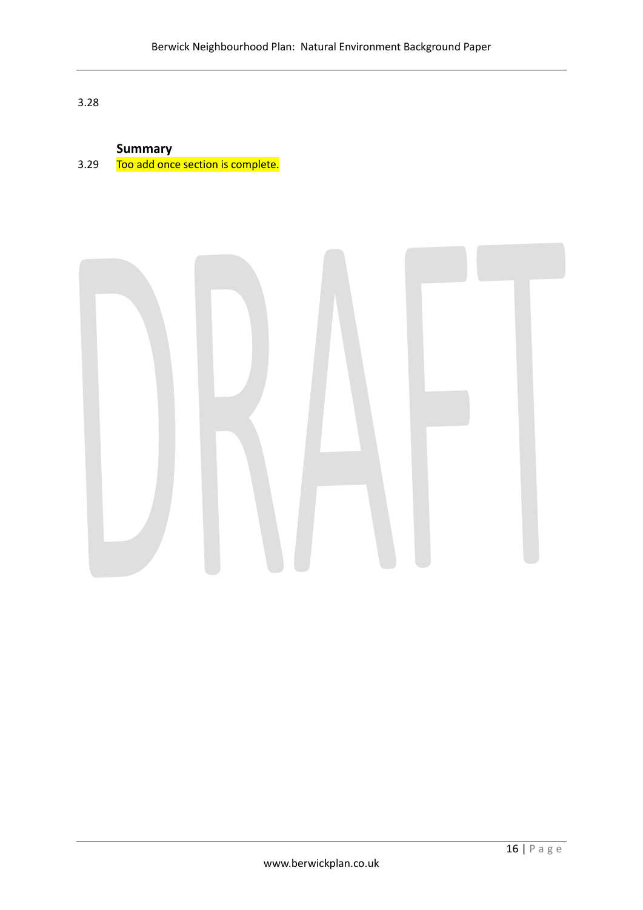3.28

**Summary**

3.29 Too add once section is complete.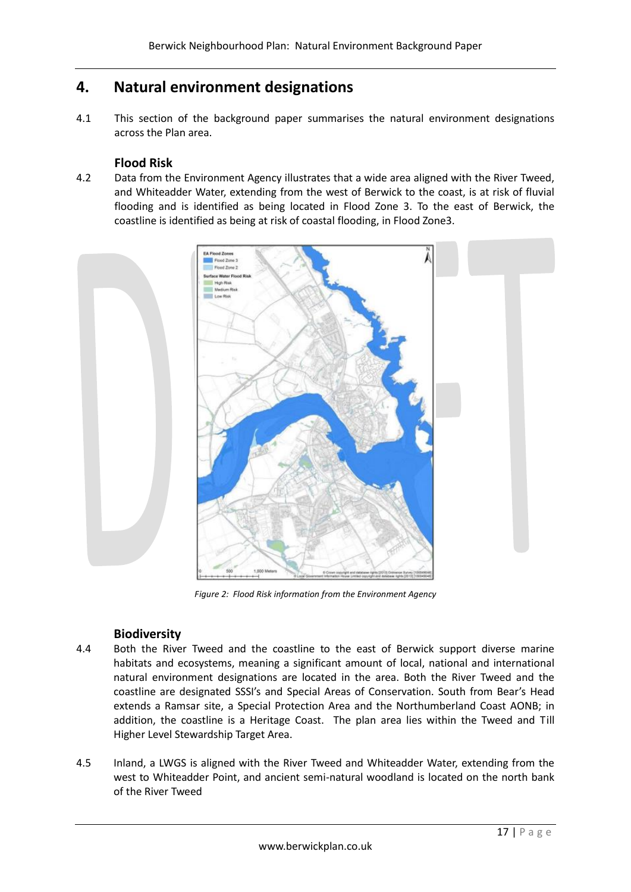## 4. Natural environment designations

4.1 This section of the background paper summarises the natural environment designations across the Plan area.

### Flood Risk

4.2 Data from the Environment Agency illustrates that a wide area aligned with the River Tweed, and Whiteadder Water, extending from the west of Berwick to the coast, is at risk of fluvial flooding and is identified as being located in Flood Zone 3. To the east of Berwick, the coastline is identified as being at risk of coastal flooding, in Flood Zone3.

*Figure 2: Flood Risk information from the Environment Agency*

### Biodiversity

4.4 Both the River Tweed and the coastline to the east of Berwick support diverse marine habitats and ecosystems, meaning a significant amount of local, national and international natural environment designations are located in the area. Both the River Tweed and the coastline are designated SSSI's and Special Areas of Conservation. South from Bear's Head extends a Ramsar site, a Special Protection Area and the Northumberland Coast AONB; in addition, the coastline is a Heritage Coast. The plan area lies within the Tweed and Till Higher Level Stewardship Target Area.

4.5 Inland, a LWGS is aligned with the River Tweed and Whiteadder Water, extending from the west to Whiteadder Point, and ancient semi-natural woodland is located on the north bank of the River Tweed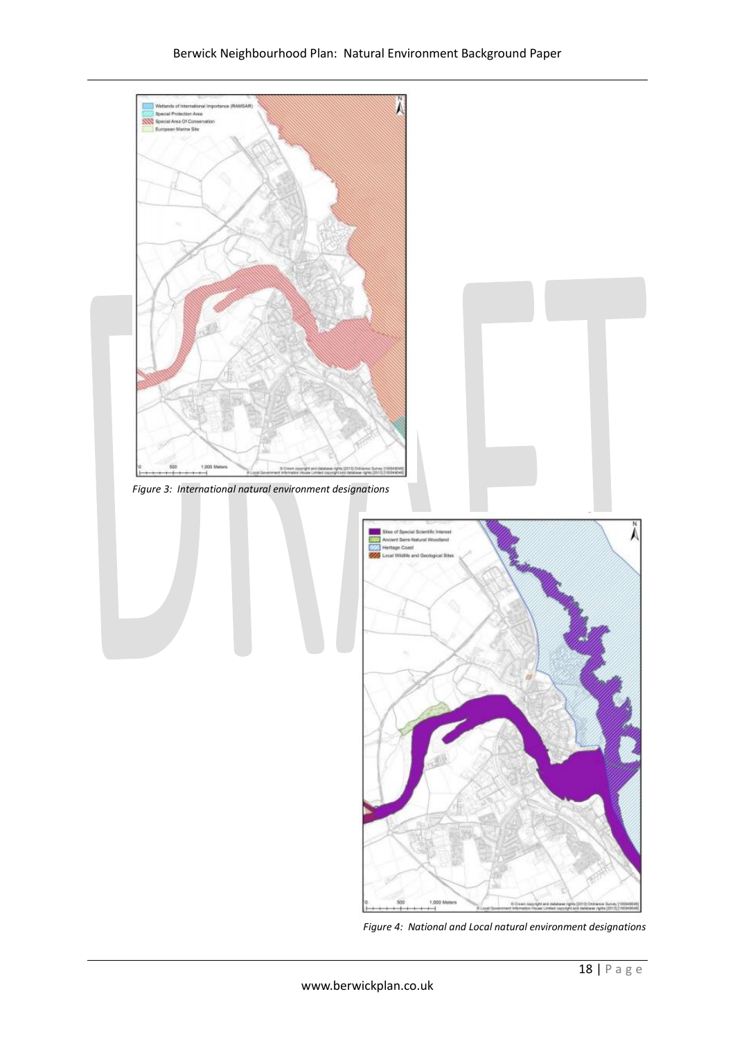*Figure 3: International natural environment designations*

*Figure 4: National and Local natural environment designations*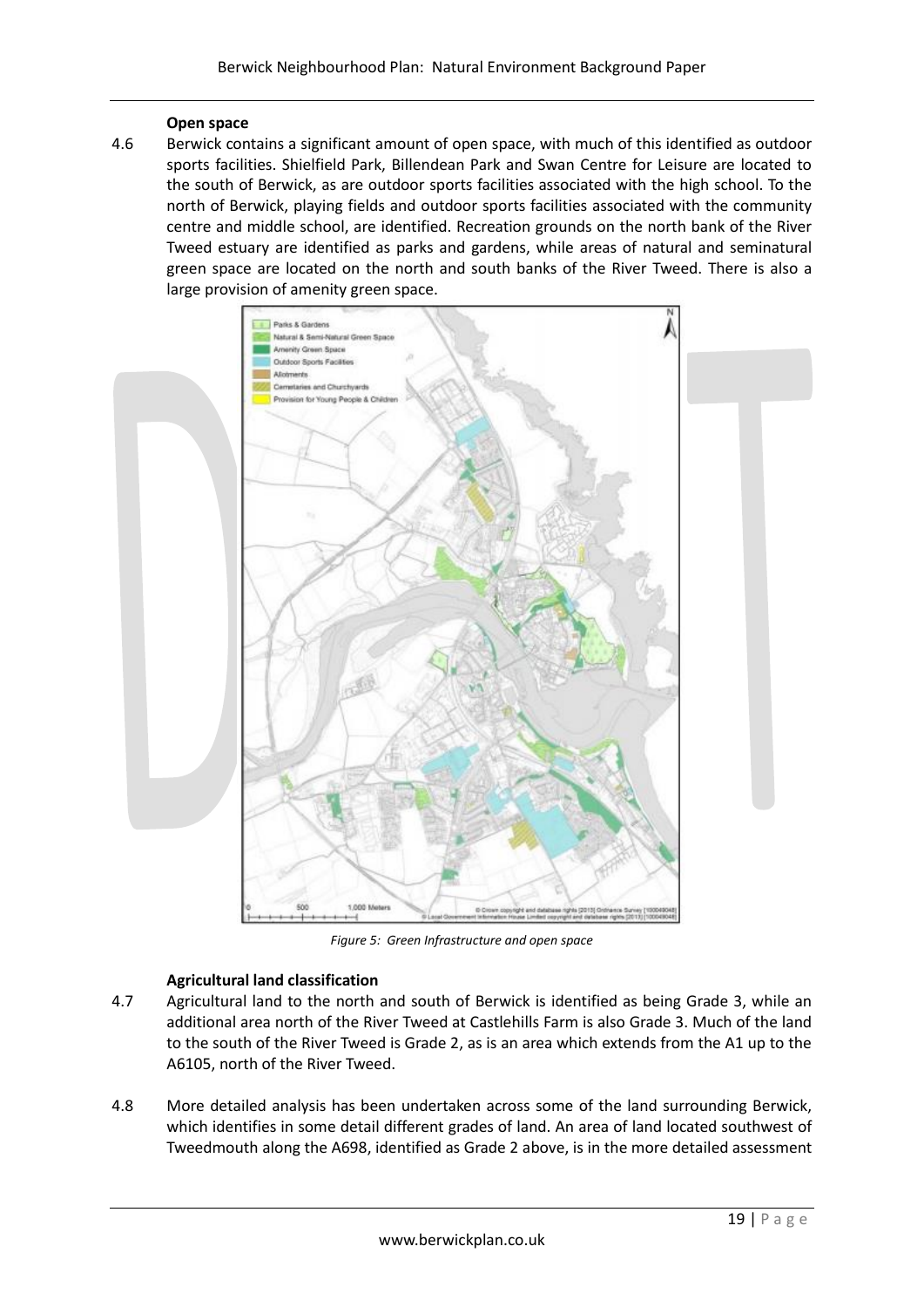### Open space

4.6 Berwick contains a significant amount of open space, with much of this identified as outdoor sports facilities. Shielfield Park, Billendean Park and Swan Centre for Leisure are located to the south of Berwick, as are outdoor sports facilities associated with the high school. To the north of Berwick, playing fields and outdoor sports facilities associated with the community centre and middle school, are identified. Recreation grounds on the north bank of the River Tweed estuary are identified as parks and gardens, while areas of natural and seminatural green space are located on the north and south banks of the River Tweed. There is also a large provision of amenity green space.

*Figure 5: Green Infrastructure and open space*

### Agricultural land classification

4.7 Agricultural land to the north and south of Berwick is identified as being Grade 3, while an additional area north of the River Tweed at Castlehills Farm is also Grade 3. Much of the land to the south of the River Tweed is Grade 2, as is an area which extends from the A1 up to the A6105, north of the River Tweed.

4.8 More detailed analysis has been undertaken across some of the land surrounding Berwick, which identifies in some detail different grades of land. An area of land located southwest of Tweedmouth along the A698, identified as Grade 2 above, is in the more detailed assessment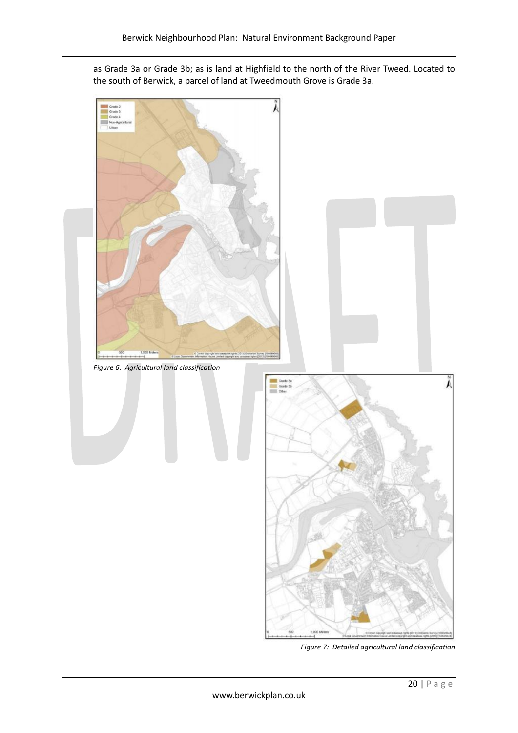as Grade 3a or Grade 3b; as is land at Highfield to the north of the River Tweed. Located to the south of Berwick, a parcel of land at Tweedmouth Grove is Grade 3a.

*Figure 6: Agricultural land classification*

*Figure 7: Detailed agricultural land classification*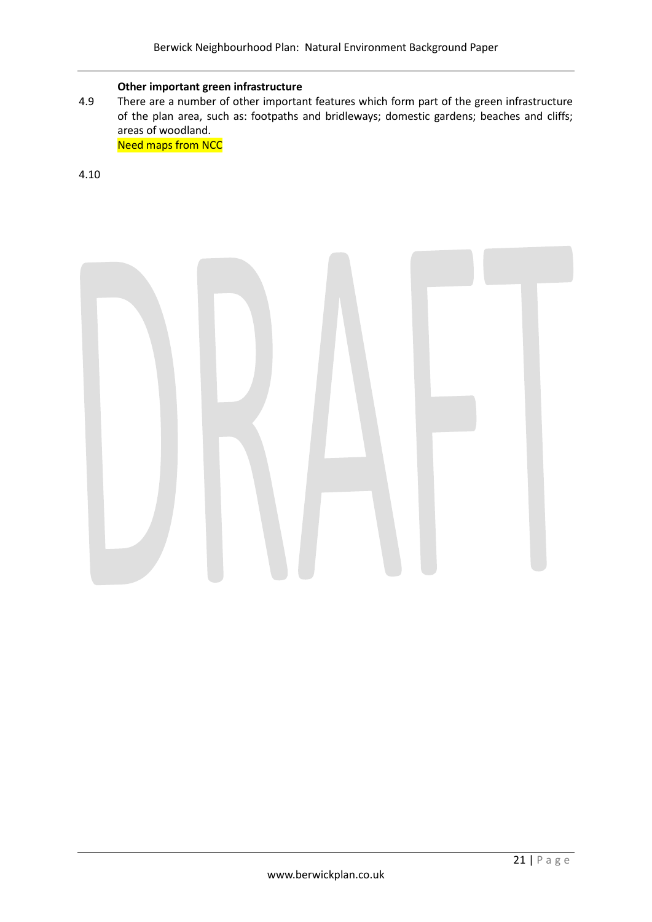**Other important green infrastructure**

4.9 There are a number of other important features which form part of the green infrastructure of the plan area, such as: footpaths and bridleways; domestic gardens; beaches and cliffs; areas of woodland.

Need maps from NCC

4.10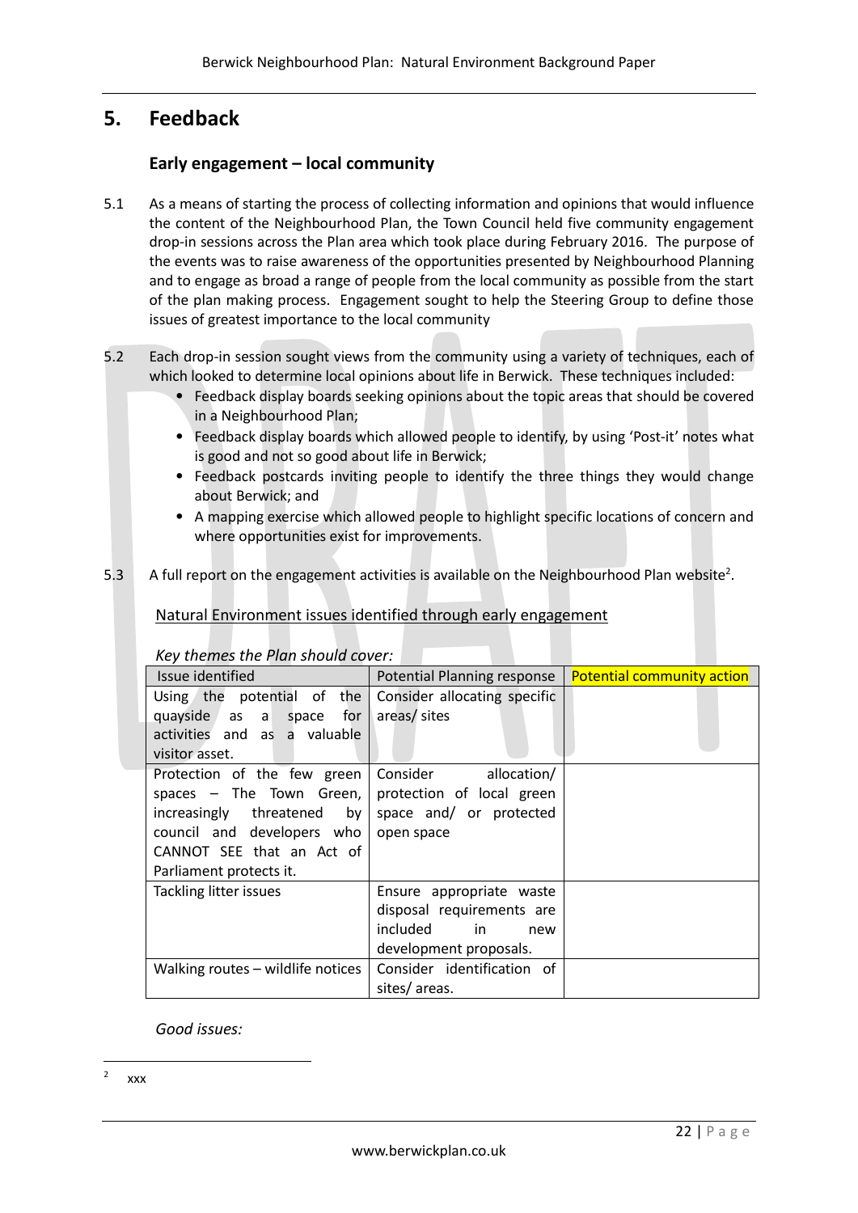## 5. Feedback

### Early engagement – local community

5.1 As a means of starting the process of collecting information and opinions that would influence the content of the Neighbourhood Plan, the Town Council held five community engagement drop-in sessions across the Plan area which took place during February 2016. The purpose of the events was to raise awareness of the opportunities presented by Neighbourhood Planning and to engage as broad a range of people from the local community as possible from the start of the plan making process. Engagement sought to help the Steering Group to define those issues of greatest importance to the local community

5.2 Each drop-in session sought views from the community using a variety of techniques, each of which looked to determine local opinions about life in Berwick. These techniques included:

- Feedback display boards seeking opinions about the topic areas that should be covered in a Neighbourhood Plan;
- Feedback display boards which allowed people to identify, by using 'Post-it' notes what is good and not so good about life in Berwick;
- Feedback postcards inviting people to identify the three things they would change about Berwick; and
- A mapping exercise which allowed people to highlight specific locations of concern and where opportunities exist for improvements.

5.3 A full report on the engagement activities is available on the Neighbourhood Plan website[2].

Natural Environment issues identified through early engagement

*Key themes the Plan should cover:*

| Issue identified | Potential Planning response | Potential community action |
|---|---|---|
| Using the potential of the quayside as a space for activities and as a valuable visitor asset. | Consider allocating specific areas/ sites | |
| Protection of the few green spaces – The Town Green, increasingly threatened by council and developers who CANNOT SEE that an Act of Parliament protects it. | Consider allocation/ protection of local green space and/ or protected open space | |
| Tackling litter issues | Ensure appropriate waste disposal requirements are included in new development proposals. | |
| Walking routes – wildlife notices | Consider identification of sites/ areas. | |

*Good issues:*

[2] xxx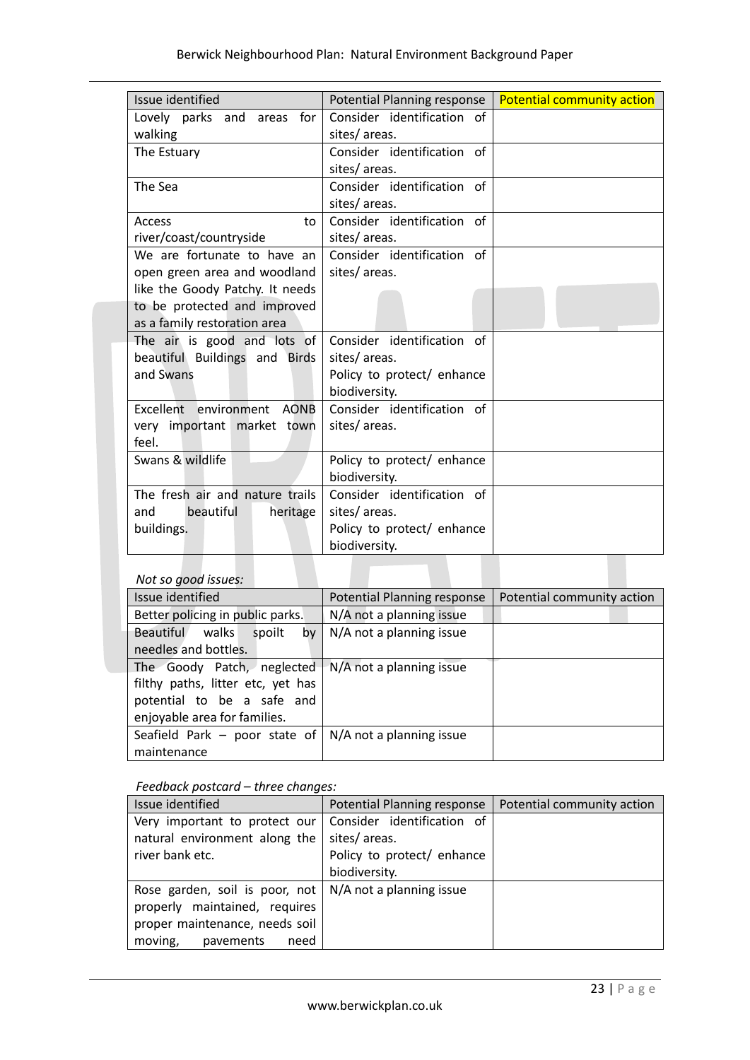| Issue identified | Potential Planning response | Potential community action |
| --- | --- | --- |
| Lovely parks and areas for walking | Consider identification of sites/ areas. | |
| The Estuary | Consider identification of sites/ areas. | |
| The Sea | Consider identification of sites/ areas. | |
| Access to river/coast/countryside | Consider identification of sites/ areas. | |
| We are fortunate to have an open green area and woodland like the Goody Patchy. It needs to be protected and improved as a family restoration area | Consider identification of sites/ areas. | |
| The air is good and lots of beautiful Buildings and Birds and Swans | Consider identification of sites/ areas. Policy to protect/ enhance biodiversity. | |
| Excellent environment AONB very important market town feel. | Consider identification of sites/ areas. | |
| Swans & wildlife | Policy to protect/ enhance biodiversity. | |
| The fresh air and nature trails and beautiful heritage buildings. | Consider identification of sites/ areas. Policy to protect/ enhance biodiversity. | |

*Not so good issues:*

| Issue identified | Potential Planning response | Potential community action |
| --- | --- | --- |
| Better policing in public parks. | N/A not a planning issue | |
| Beautiful walks spoilt by needles and bottles. | N/A not a planning issue | |
| The Goody Patch, neglected filthy paths, litter etc, yet has potential to be a safe and enjoyable area for families. | N/A not a planning issue | |
| Seafield Park – poor state of maintenance | N/A not a planning issue | |

*Feedback postcard – three changes:*

| Issue identified | Potential Planning response | Potential community action |
| --- | --- | --- |
| Very important to protect our natural environment along the river bank etc. | Consider identification of sites/ areas. Policy to protect/ enhance biodiversity. | |
| Rose garden, soil is poor, not properly maintained, requires proper maintenance, needs soil moving, pavements need | N/A not a planning issue | |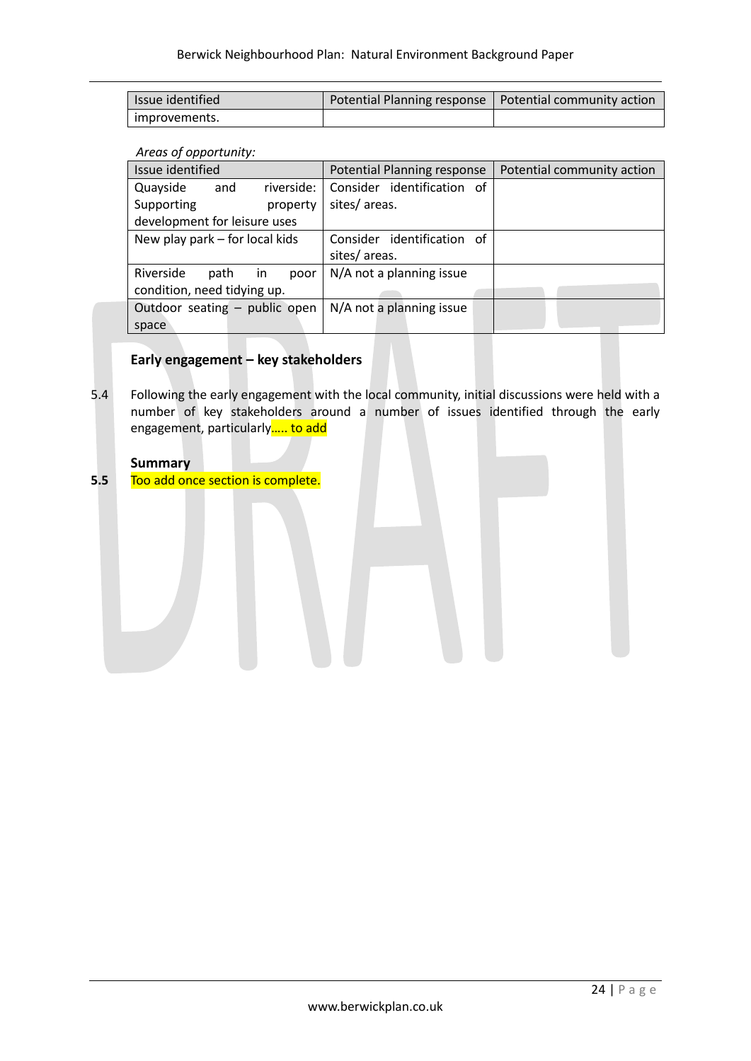| Issue identified | Potential Planning response | Potential community action |
|---|---|---|
| improvements. | | |

*Areas of opportunity:*

| Issue identified | Potential Planning response | Potential community action |
|---|---|---|
| Quayside and riverside: Supporting property development for leisure uses | Consider identification of sites/ areas. | |
| New play park – for local kids | Consider identification of sites/ areas. | |
| Riverside path in poor condition, need tidying up. | N/A not a planning issue | |
| Outdoor seating – public open space | N/A not a planning issue | |

**Early engagement – key stakeholders**

5.4 Following the early engagement with the local community, initial discussions were held with a number of key stakeholders around a number of issues identified through the early engagement, particularly….. to add

**Summary**

5.5 Too add once section is complete.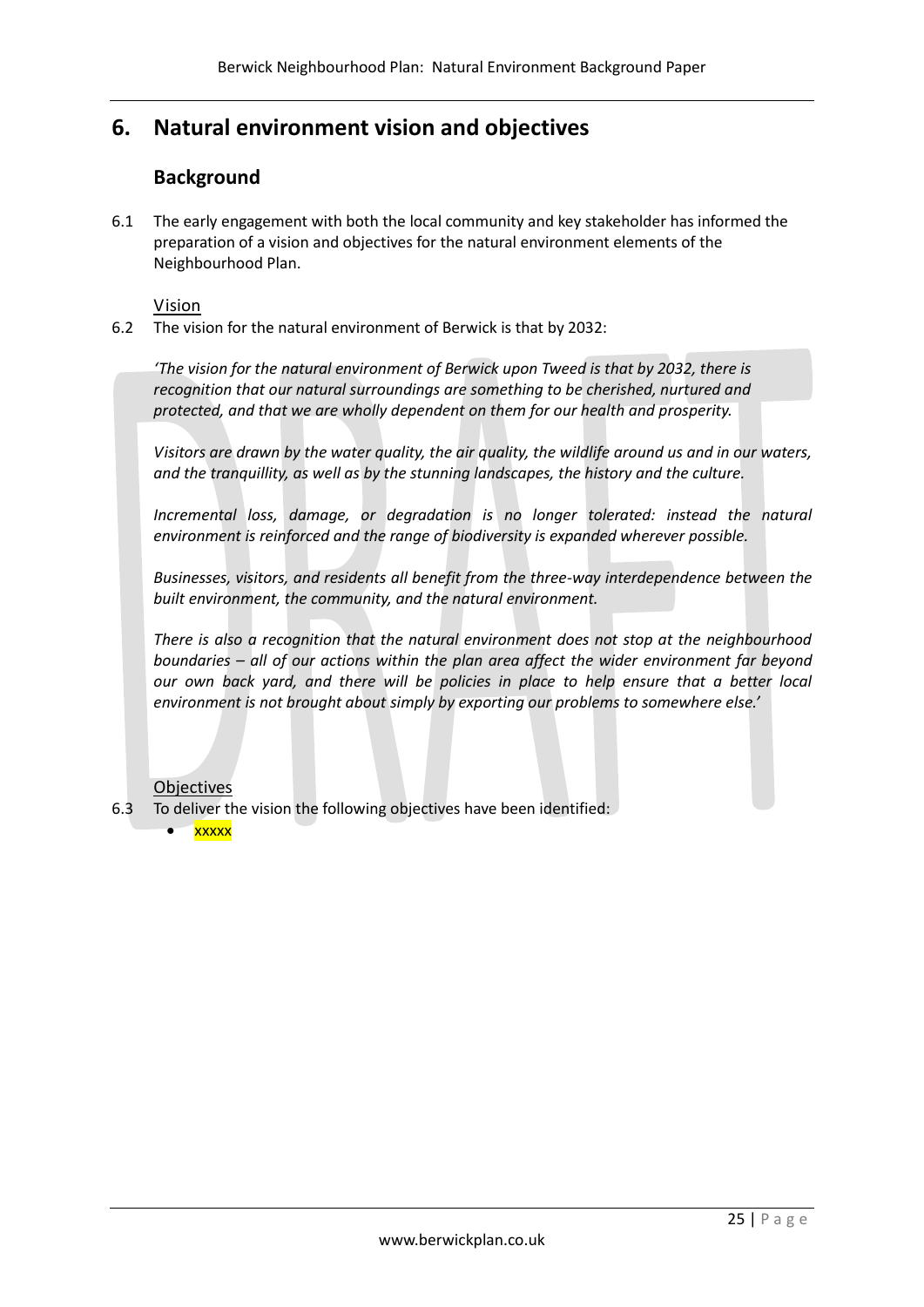# 6. Natural environment vision and objectives

## Background

6.1 The early engagement with both the local community and key stakeholder has informed the preparation of a vision and objectives for the natural environment elements of the Neighbourhood Plan.

Vision

6.2 The vision for the natural environment of Berwick is that by 2032:

*'The vision for the natural environment of Berwick upon Tweed is that by 2032, there is recognition that our natural surroundings are something to be cherished, nurtured and protected, and that we are wholly dependent on them for our health and prosperity.*

*Visitors are drawn by the water quality, the air quality, the wildlife around us and in our waters, and the tranquillity, as well as by the stunning landscapes, the history and the culture.*

*Incremental loss, damage, or degradation is no longer tolerated: instead the natural environment is reinforced and the range of biodiversity is expanded wherever possible.*

*Businesses, visitors, and residents all benefit from the three-way interdependence between the built environment, the community, and the natural environment.*

*There is also a recognition that the natural environment does not stop at the neighbourhood boundaries – all of our actions within the plan area affect the wider environment far beyond our own back yard, and there will be policies in place to help ensure that a better local environment is not brought about simply by exporting our problems to somewhere else.'*

Objectives

6.3 To deliver the vision the following objectives have been identified:

- xxxxx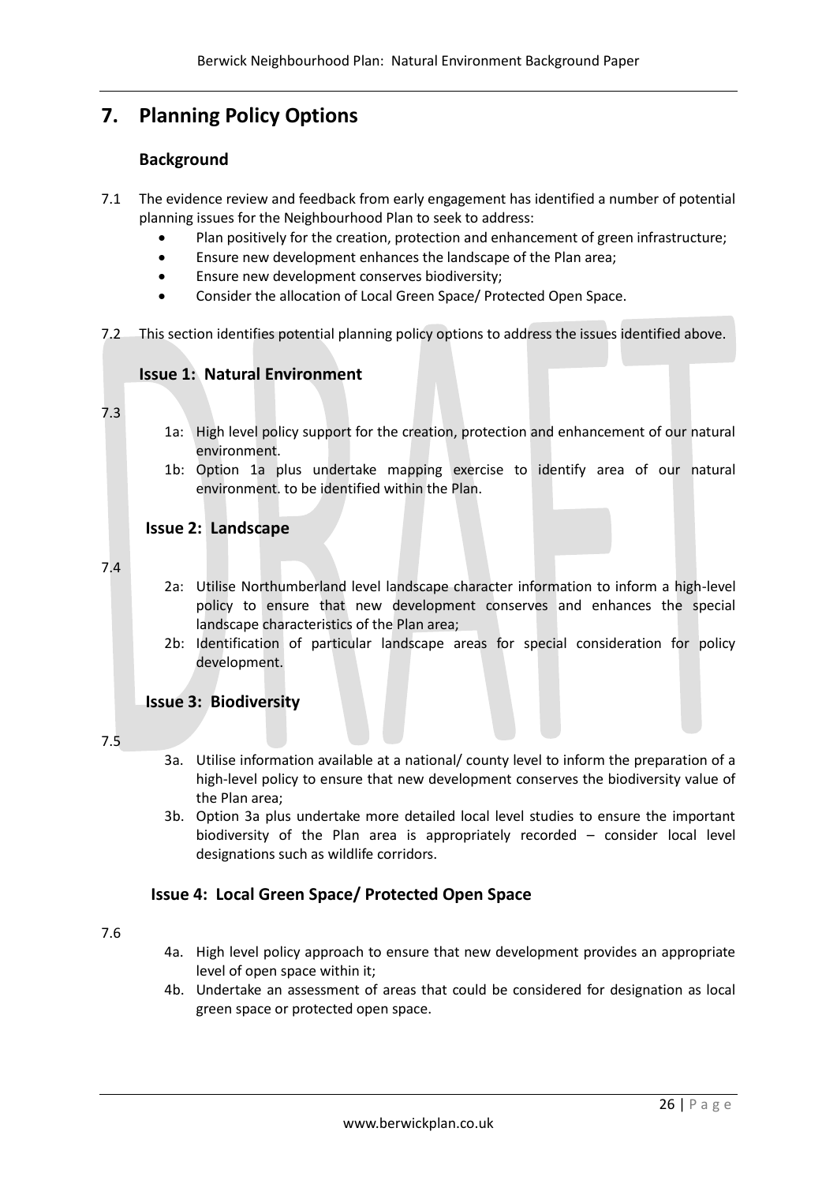# 7. Planning Policy Options

## Background

7.1 The evidence review and feedback from early engagement has identified a number of potential planning issues for the Neighbourhood Plan to seek to address:

- Plan positively for the creation, protection and enhancement of green infrastructure;
- Ensure new development enhances the landscape of the Plan area;
- Ensure new development conserves biodiversity;
- Consider the allocation of Local Green Space/ Protected Open Space.

7.2 This section identifies potential planning policy options to address the issues identified above.

## Issue 1: Natural Environment

7.3

1a: High level policy support for the creation, protection and enhancement of our natural environment.

1b: Option 1a plus undertake mapping exercise to identify area of our natural environment. to be identified within the Plan.

## Issue 2: Landscape

7.4

2a: Utilise Northumberland level landscape character information to inform a high-level policy to ensure that new development conserves and enhances the special landscape characteristics of the Plan area;

2b: Identification of particular landscape areas for special consideration for policy development.

## Issue 3: Biodiversity

7.5

3a. Utilise information available at a national/ county level to inform the preparation of a high-level policy to ensure that new development conserves the biodiversity value of the Plan area;

3b. Option 3a plus undertake more detailed local level studies to ensure the important biodiversity of the Plan area is appropriately recorded – consider local level designations such as wildlife corridors.

## Issue 4: Local Green Space/ Protected Open Space

7.6

4a. High level policy approach to ensure that new development provides an appropriate level of open space within it;

4b. Undertake an assessment of areas that could be considered for designation as local green space or protected open space.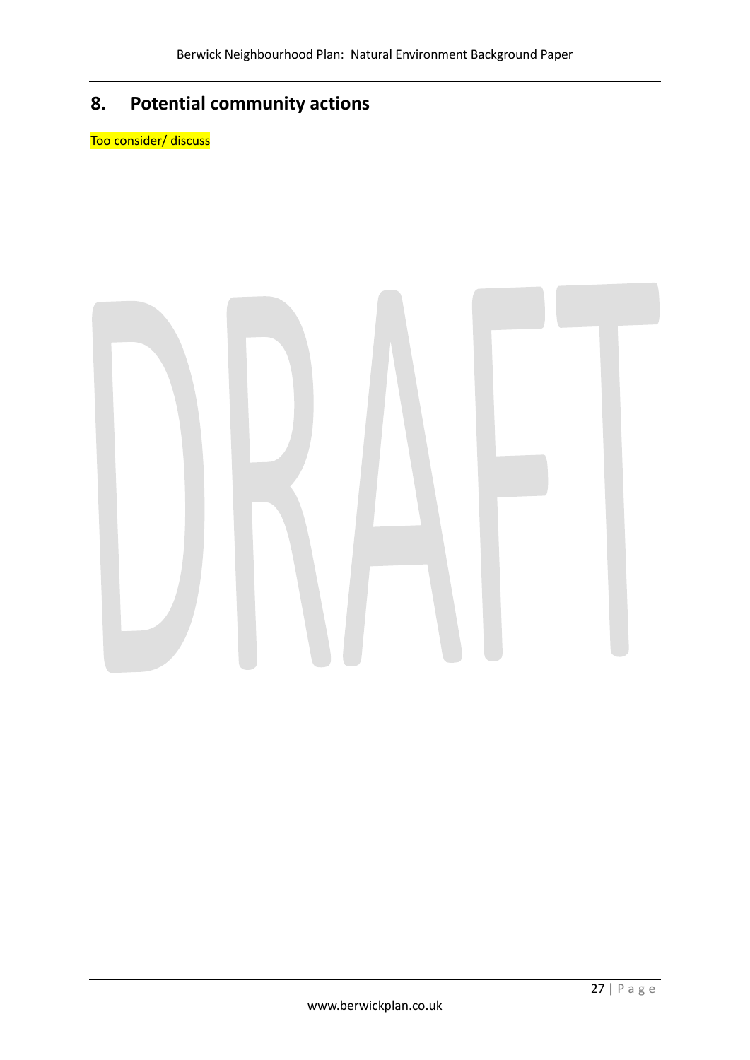## 8. Potential community actions

Too consider/ discuss